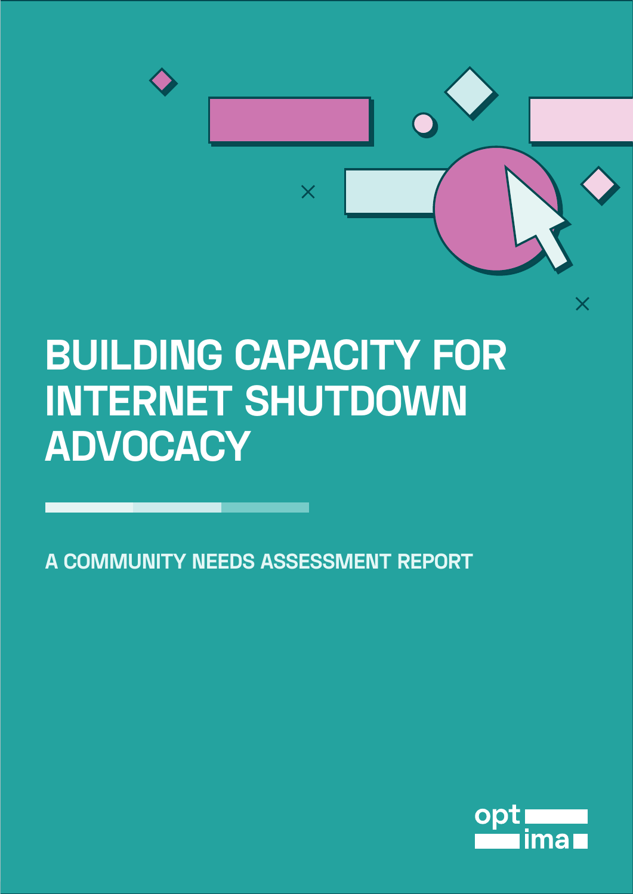# BUILDING CAPACITY FOR INTERNET SHUTDOWN ADVOCACY

## A COMMUNITY NEEDS ASSESSMENT REPORT

optima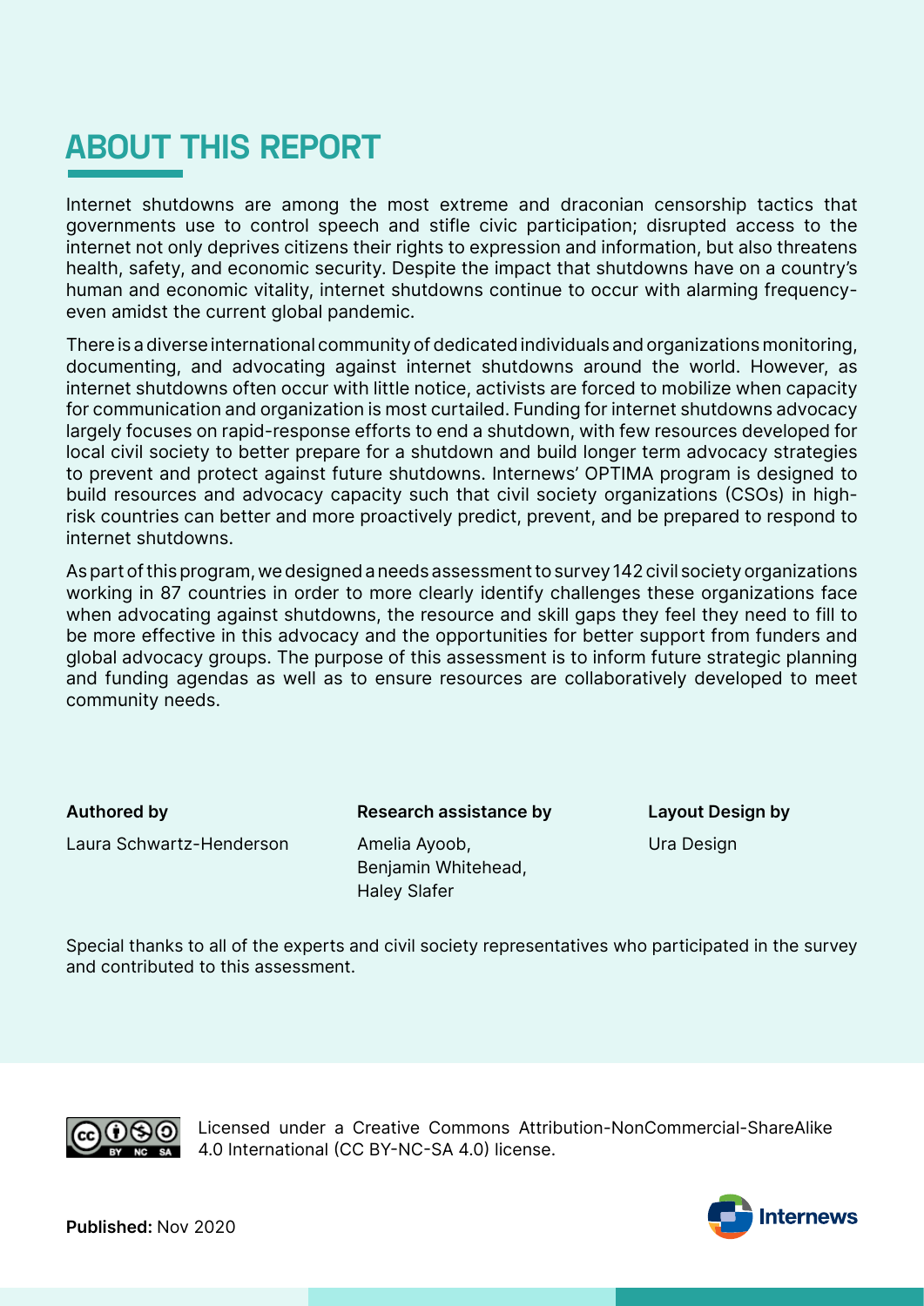# ABOUT THIS REPORT

Internet shutdowns are among the most extreme and draconian censorship tactics that governments use to control speech and stifle civic participation; disrupted access to the internet not only deprives citizens their rights to expression and information, but also threatens health, safety, and economic security. Despite the impact that shutdowns have on a country's human and economic vitality, internet shutdowns continue to occur with alarming frequency- even amidst the current global pandemic.

There is a diverse international community of dedicated individuals and organizations monitoring, documenting, and advocating against internet shutdowns around the world. However, as internet shutdowns often occur with little notice, activists are forced to mobilize when capacity for communication and organization is most curtailed. Funding for internet shutdowns advocacy largely focuses on rapid-response efforts to end a shutdown, with few resources developed for local civil society to better prepare for a shutdown and build longer term advocacy strategies to prevent and protect against future shutdowns. Internews' OPTIMA program is designed to build resources and advocacy capacity such that civil society organizations (CSOs) in high-risk countries can better and more proactively predict, prevent, and be prepared to respond to internet shutdowns.

As part of this program, we designed a needs assessment to survey 142 civil society organizations working in 87 countries in order to more clearly identify challenges these organizations face when advocating against shutdowns, the resource and skill gaps they feel they need to fill to be more effective in this advocacy and the opportunities for better support from funders and global advocacy groups. The purpose of this assessment is to inform future strategic planning and funding agendas as well as to ensure resources are collaboratively developed to meet community needs.

**Authored by**

Laura Schwartz-Henderson

**Research assistance by**

Amelia Ayoob,
Benjamin Whitehead,
Haley Slafer

**Layout Design by**

Ura Design

Special thanks to all of the experts and civil society representatives who participated in the survey and contributed to this assessment.

Licensed under a Creative Commons Attribution-NonCommercial-ShareAlike 4.0 International (CC BY-NC-SA 4.0) license.

**Published:** Nov 2020

Internews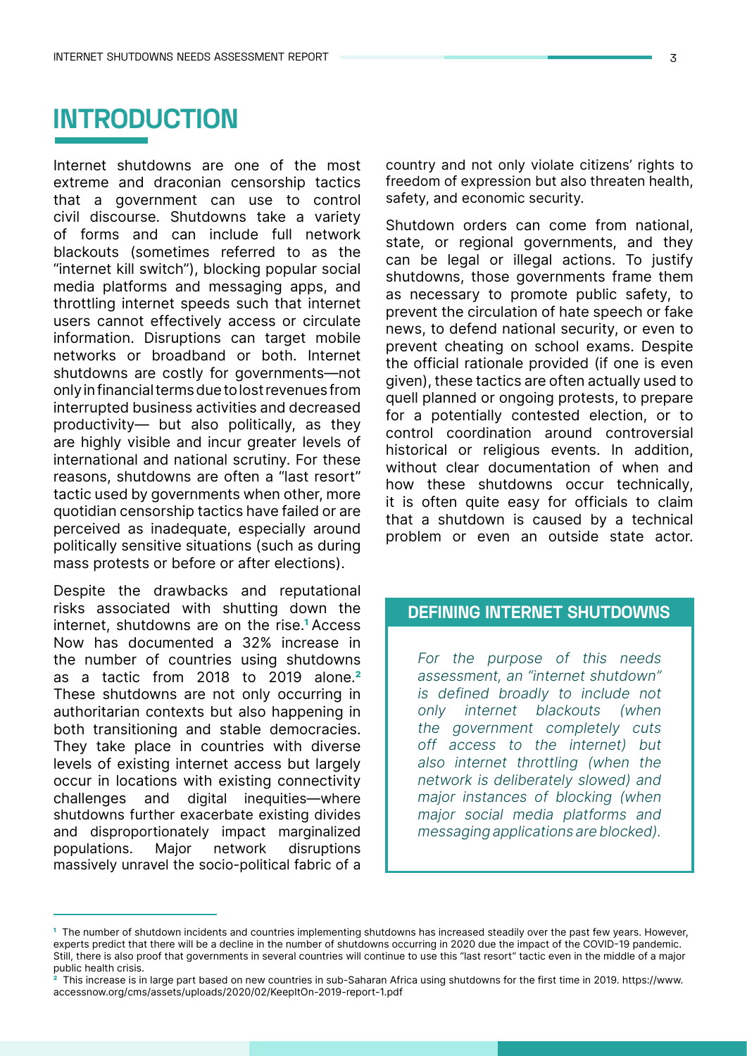# INTRODUCTION

Internet shutdowns are one of the most extreme and draconian censorship tactics that a government can use to control civil discourse. Shutdowns take a variety of forms and can include full network blackouts (sometimes referred to as the "internet kill switch"), blocking popular social media platforms and messaging apps, and throttling internet speeds such that internet users cannot effectively access or circulate information. Disruptions can target mobile networks or broadband or both. Internet shutdowns are costly for governments—not only in financial terms due to lost revenues from interrupted business activities and decreased productivity— but also politically, as they are highly visible and incur greater levels of international and national scrutiny. For these reasons, shutdowns are often a "last resort" tactic used by governments when other, more quotidian censorship tactics have failed or are perceived as inadequate, especially around politically sensitive situations (such as during mass protests or before or after elections).

Despite the drawbacks and reputational risks associated with shutting down the internet, shutdowns are on the rise.[1] Access Now has documented a 32% increase in the number of countries using shutdowns as a tactic from 2018 to 2019 alone.[2] These shutdowns are not only occurring in authoritarian contexts but also happening in both transitioning and stable democracies. They take place in countries with diverse levels of existing internet access but largely occur in locations with existing connectivity challenges and digital inequities—where shutdowns further exacerbate existing divides and disproportionately impact marginalized populations. Major network disruptions massively unravel the socio-political fabric of a country and not only violate citizens' rights to freedom of expression but also threaten health, safety, and economic security.

Shutdown orders can come from national, state, or regional governments, and they can be legal or illegal actions. To justify shutdowns, those governments frame them as necessary to promote public safety, to prevent the circulation of hate speech or fake news, to defend national security, or even to prevent cheating on school exams. Despite the official rationale provided (if one is even given), these tactics are often actually used to quell planned or ongoing protests, to prepare for a potentially contested election, or to control coordination around controversial historical or religious events. In addition, without clear documentation of when and how these shutdowns occur technically, it is often quite easy for officials to claim that a shutdown is caused by a technical problem or even an outside state actor.

## DEFINING INTERNET SHUTDOWNS

*For the purpose of this needs assessment, an "internet shutdown" is defined broadly to include not only internet blackouts (when the government completely cuts off access to the internet) but also internet throttling (when the network is deliberately slowed) and major instances of blocking (when major social media platforms and messaging applications are blocked).*

---

[1] The number of shutdown incidents and countries implementing shutdowns has increased steadily over the past few years. However, experts predict that there will be a decline in the number of shutdowns occurring in 2020 due the impact of the COVID-19 pandemic. Still, there is also proof that governments in several countries will continue to use this "last resort" tactic even in the middle of a major public health crisis.

[2] This increase is in large part based on new countries in sub-Saharan Africa using shutdowns for the first time in 2019. https://www.accessnow.org/cms/assets/uploads/2020/02/KeepItOn-2019-report-1.pdf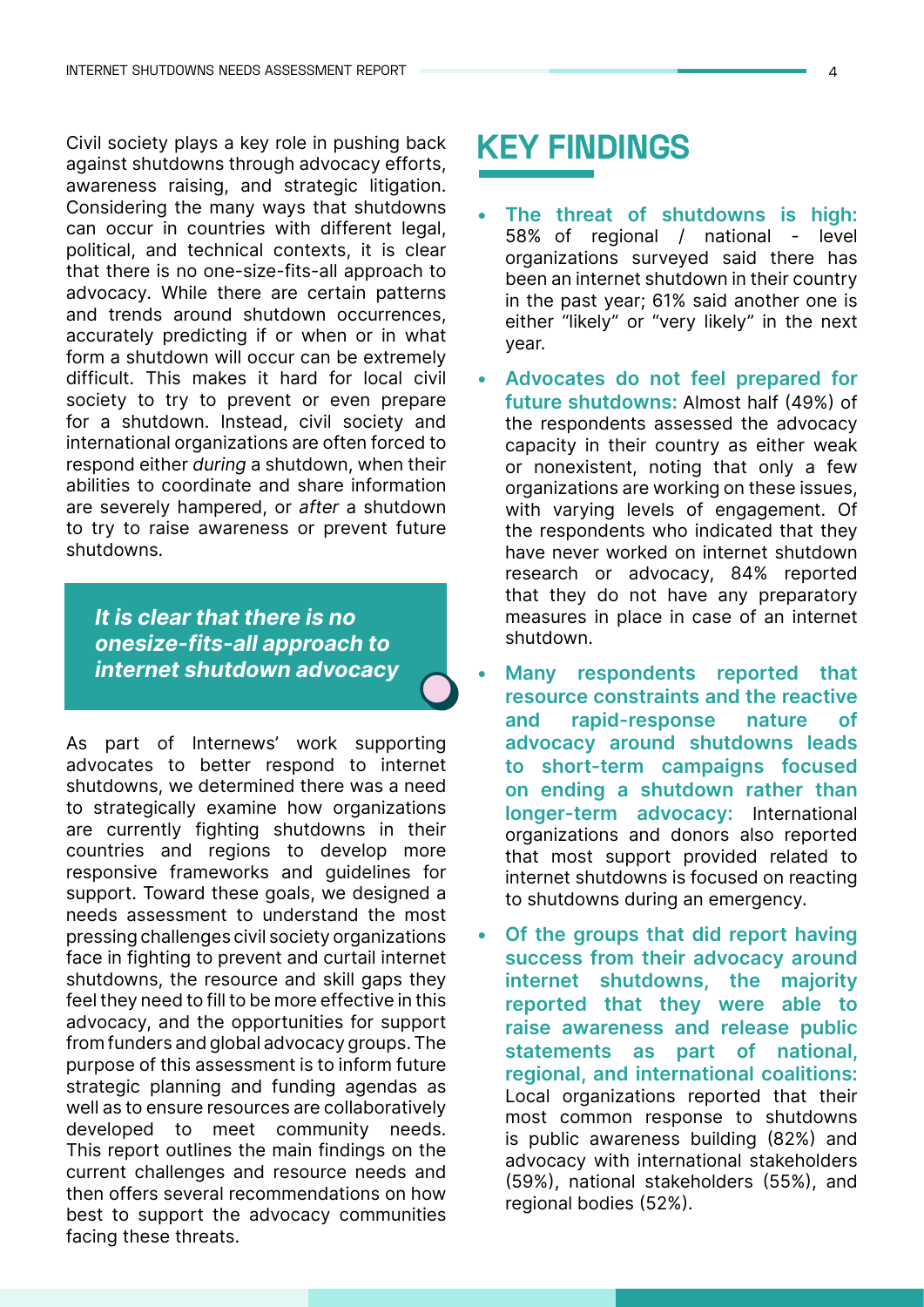Civil society plays a key role in pushing back against shutdowns through advocacy efforts, awareness raising, and strategic litigation. Considering the many ways that shutdowns can occur in countries with different legal, political, and technical contexts, it is clear that there is no one-size-fits-all approach to advocacy. While there are certain patterns and trends around shutdown occurrences, accurately predicting if or when or in what form a shutdown will occur can be extremely difficult. This makes it hard for local civil society to try to prevent or even prepare for a shutdown. Instead, civil society and international organizations are often forced to respond either *during* a shutdown, when their abilities to coordinate and share information are severely hampered, or *after* a shutdown to try to raise awareness or prevent future shutdowns.

> ***It is clear that there is no onesize-fits-all approach to internet shutdown advocacy***

As part of Internews' work supporting advocates to better respond to internet shutdowns, we determined there was a need to strategically examine how organizations are currently fighting shutdowns in their countries and regions to develop more responsive frameworks and guidelines for support. Toward these goals, we designed a needs assessment to understand the most pressing challenges civil society organizations face in fighting to prevent and curtail internet shutdowns, the resource and skill gaps they feel they need to fill to be more effective in this advocacy, and the opportunities for support from funders and global advocacy groups. The purpose of this assessment is to inform future strategic planning and funding agendas as well as to ensure resources are collaboratively developed to meet community needs. This report outlines the main findings on the current challenges and resource needs and then offers several recommendations on how best to support the advocacy communities facing these threats.

# KEY FINDINGS

- **The threat of shutdowns is high:** 58% of regional / national - level organizations surveyed said there has been an internet shutdown in their country in the past year; 61% said another one is either "likely" or "very likely" in the next year.
- **Advocates do not feel prepared for future shutdowns:** Almost half (49%) of the respondents assessed the advocacy capacity in their country as either weak or nonexistent, noting that only a few organizations are working on these issues, with varying levels of engagement. Of the respondents who indicated that they have never worked on internet shutdown research or advocacy, 84% reported that they do not have any preparatory measures in place in case of an internet shutdown.
- **Many respondents reported that resource constraints and the reactive and rapid-response nature of advocacy around shutdowns leads to short-term campaigns focused on ending a shutdown rather than longer-term advocacy:** International organizations and donors also reported that most support provided related to internet shutdowns is focused on reacting to shutdowns during an emergency.
- **Of the groups that did report having success from their advocacy around internet shutdowns, the majority reported that they were able to raise awareness and release public statements as part of national, regional, and international coalitions:** Local organizations reported that their most common response to shutdowns is public awareness building (82%) and advocacy with international stakeholders (59%), national stakeholders (55%), and regional bodies (52%).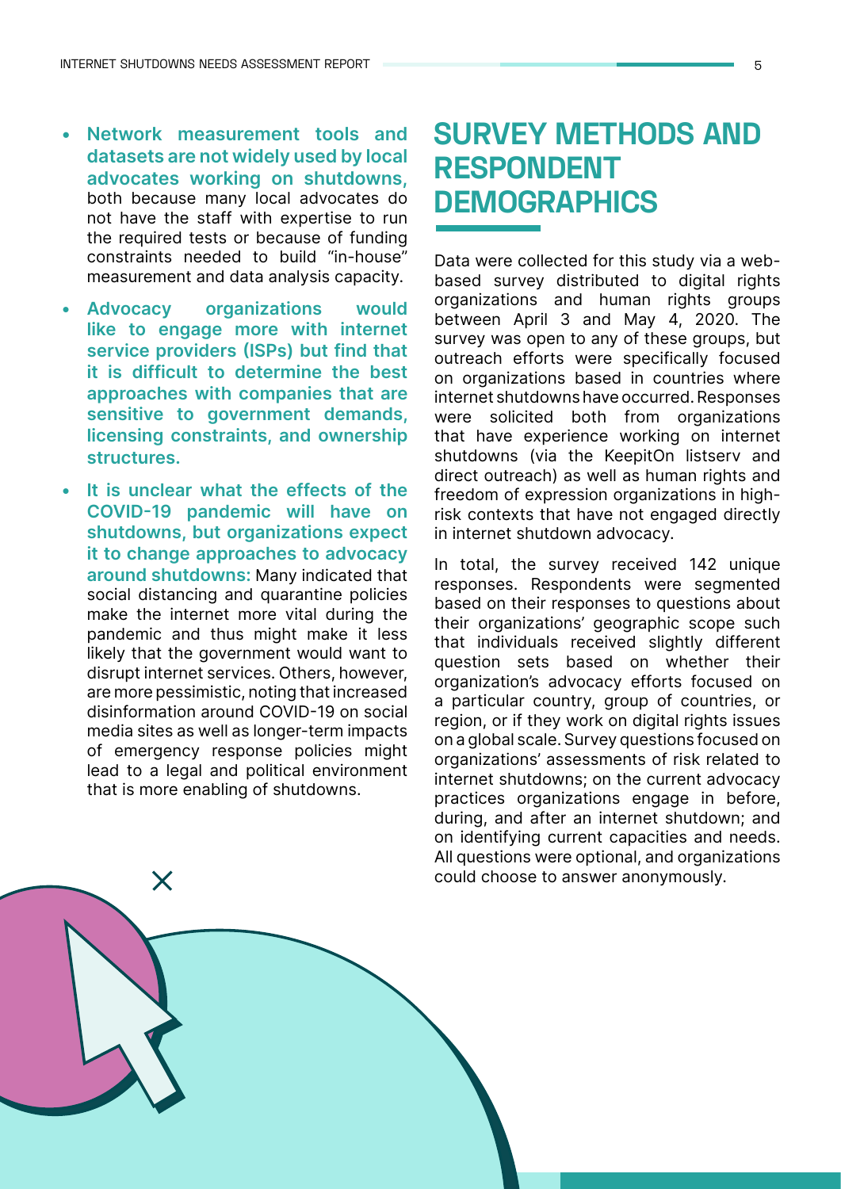- **Network measurement tools and datasets are not widely used by local advocates working on shutdowns,** both because many local advocates do not have the staff with expertise to run the required tests or because of funding constraints needed to build "in-house" measurement and data analysis capacity.
- **Advocacy organizations would like to engage more with internet service providers (ISPs) but find that it is difficult to determine the best approaches with companies that are sensitive to government demands, licensing constraints, and ownership structures.**
- **It is unclear what the effects of the COVID-19 pandemic will have on shutdowns, but organizations expect it to change approaches to advocacy around shutdowns:** Many indicated that social distancing and quarantine policies make the internet more vital during the pandemic and thus might make it less likely that the government would want to disrupt internet services. Others, however, are more pessimistic, noting that increased disinformation around COVID-19 on social media sites as well as longer-term impacts of emergency response policies might lead to a legal and political environment that is more enabling of shutdowns.

# SURVEY METHODS AND RESPONDENT DEMOGRAPHICS

Data were collected for this study via a web-based survey distributed to digital rights organizations and human rights groups between April 3 and May 4, 2020. The survey was open to any of these groups, but outreach efforts were specifically focused on organizations based in countries where internet shutdowns have occurred. Responses were solicited both from organizations that have experience working on internet shutdowns (via the KeepitOn listserv and direct outreach) as well as human rights and freedom of expression organizations in high-risk contexts that have not engaged directly in internet shutdown advocacy.

In total, the survey received 142 unique responses. Respondents were segmented based on their responses to questions about their organizations' geographic scope such that individuals received slightly different question sets based on whether their organization's advocacy efforts focused on a particular country, group of countries, or region, or if they work on digital rights issues on a global scale. Survey questions focused on organizations' assessments of risk related to internet shutdowns; on the current advocacy practices organizations engage in before, during, and after an internet shutdown; and on identifying current capacities and needs. All questions were optional, and organizations could choose to answer anonymously.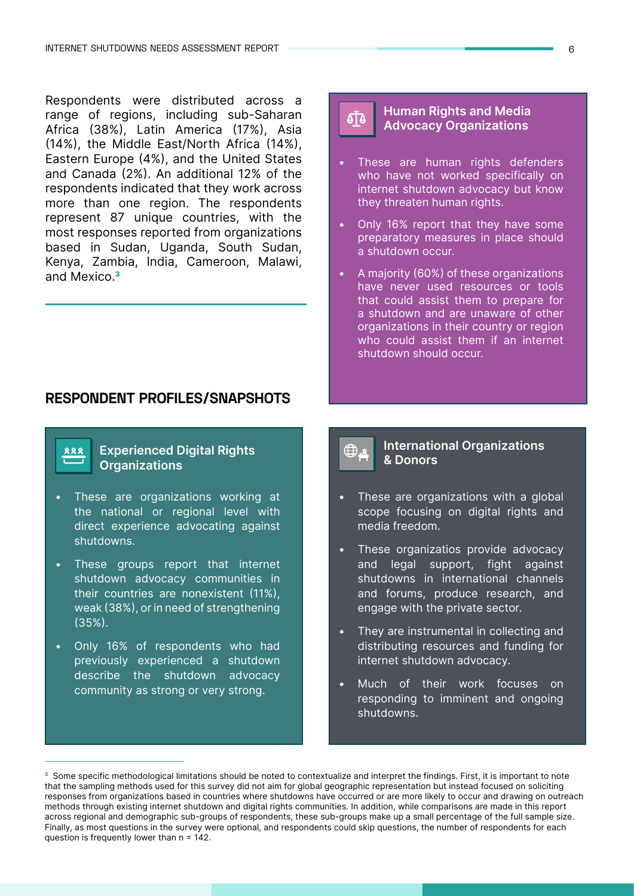Respondents were distributed across a range of regions, including sub-Saharan Africa (38%), Latin America (17%), Asia (14%), the Middle East/North Africa (14%), Eastern Europe (4%), and the United States and Canada (2%). An additional 12% of the respondents indicated that they work across more than one region. The respondents represent 87 unique countries, with the most responses reported from organizations based in Sudan, Uganda, South Sudan, Kenya, Zambia, India, Cameroon, Malawi, and Mexico.[3]

## RESPONDENT PROFILES/SNAPSHOTS

### Experienced Digital Rights Organizations

- These are organizations working at the national or regional level with direct experience advocating against shutdowns.
- These groups report that internet shutdown advocacy communities in their countries are nonexistent (11%), weak (38%), or in need of strengthening (35%).
- Only 16% of respondents who had previously experienced a shutdown describe the shutdown advocacy community as strong or very strong.

### Human Rights and Media Advocacy Organizations

- These are human rights defenders who have not worked specifically on internet shutdown advocacy but know they threaten human rights.
- Only 16% report that they have some preparatory measures in place should a shutdown occur.
- A majority (60%) of these organizations have never used resources or tools that could assist them to prepare for a shutdown and are unaware of other organizations in their country or region who could assist them if an internet shutdown should occur.

### International Organizations & Donors

- These are organizations with a global scope focusing on digital rights and media freedom.
- These organizatios provide advocacy and legal support, fight against shutdowns in international channels and forums, produce research, and engage with the private sector.
- They are instrumental in collecting and distributing resources and funding for internet shutdown advocacy.
- Much of their work focuses on responding to imminent and ongoing shutdowns.

---

[3] Some specific methodological limitations should be noted to contextualize and interpret the findings. First, it is important to note that the sampling methods used for this survey did not aim for global geographic representation but instead focused on soliciting responses from organizations based in countries where shutdowns have occurred or are more likely to occur and drawing on outreach methods through existing internet shutdown and digital rights communities. In addition, while comparisons are made in this report across regional and demographic sub-groups of respondents, these sub-groups make up a small percentage of the full sample size. Finally, as most questions in the survey were optional, and respondents could skip questions, the number of respondents for each question is frequently lower than n = 142.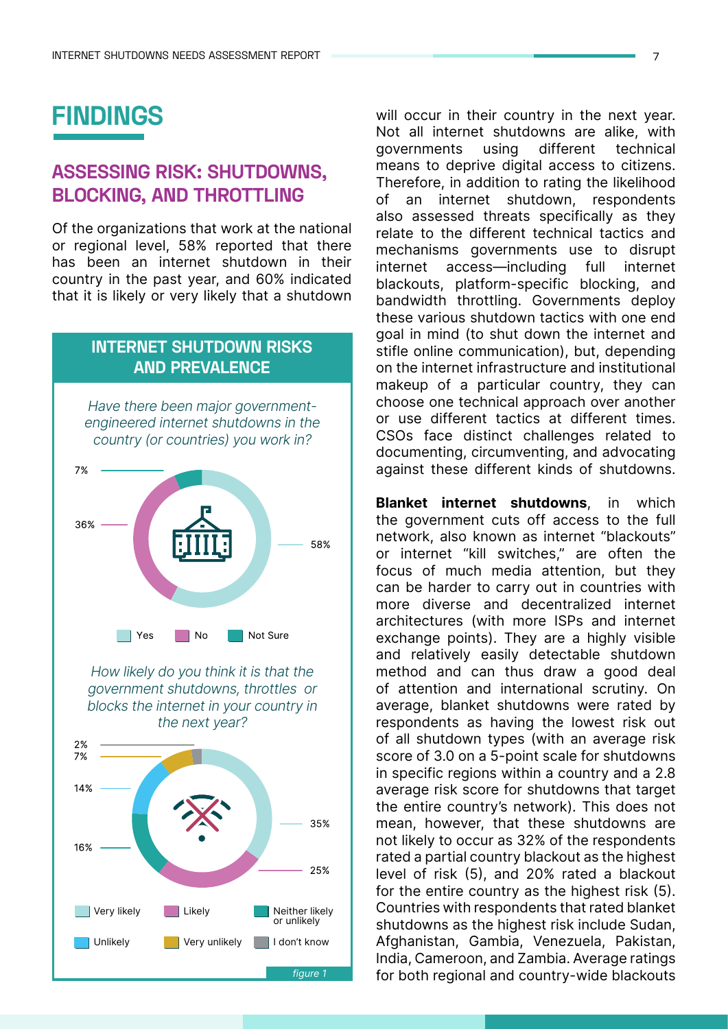# FINDINGS

## ASSESSING RISK: SHUTDOWNS, BLOCKING, AND THROTTLING

Of the organizations that work at the national or regional level, 58% reported that there has been an internet shutdown in their country in the past year, and 60% indicated that it is likely or very likely that a shutdown will occur in their country in the next year. Not all internet shutdowns are alike, with governments using different technical means to deprive digital access to citizens. Therefore, in addition to rating the likelihood of an internet shutdown, respondents also assessed threats specifically as they relate to the different technical tactics and mechanisms governments use to disrupt internet access—including full internet blackouts, platform-specific blocking, and bandwidth throttling. Governments deploy these various shutdown tactics with one end goal in mind (to shut down the internet and stifle online communication), but, depending on the internet infrastructure and institutional makeup of a particular country, they can choose one technical approach over another or use different tactics at different times. CSOs face distinct challenges related to documenting, circumventing, and advocating against these different kinds of shutdowns.

### INTERNET SHUTDOWN RISKS AND PREVALENCE

*Have there been major government-engineered internet shutdowns in the country (or countries) you work in?*

| Response | Share |
| --- | --- |
| Yes | 58% |
| No | 36% |
| Not Sure | 7% |

*How likely do you think it is that the government shutdowns, throttles or blocks the internet in your country in the next year?*

| Response | Share |
| --- | --- |
| Very likely | 35% |
| Likely | 25% |
| Neither likely or unlikely | 16% |
| Unlikely | 14% |
| Very unlikely | 7% |
| I don't know | 2% |

*figure 1*

**Blanket internet shutdowns**, in which the government cuts off access to the full network, also known as internet "blackouts" or internet "kill switches," are often the focus of much media attention, but they can be harder to carry out in countries with more diverse and decentralized internet architectures (with more ISPs and internet exchange points). They are a highly visible and relatively easily detectable shutdown method and can thus draw a good deal of attention and international scrutiny. On average, blanket shutdowns were rated by respondents as having the lowest risk out of all shutdown types (with an average risk score of 3.0 on a 5-point scale for shutdowns in specific regions within a country and a 2.8 average risk score for shutdowns that target the entire country's network). This does not mean, however, that these shutdowns are not likely to occur as 32% of the respondents rated a partial country blackout as the highest level of risk (5), and 20% rated a blackout for the entire country as the highest risk (5). Countries with respondents that rated blanket shutdowns as the highest risk include Sudan, Afghanistan, Gambia, Venezuela, Pakistan, India, Cameroon, and Zambia. Average ratings for both regional and country-wide blackouts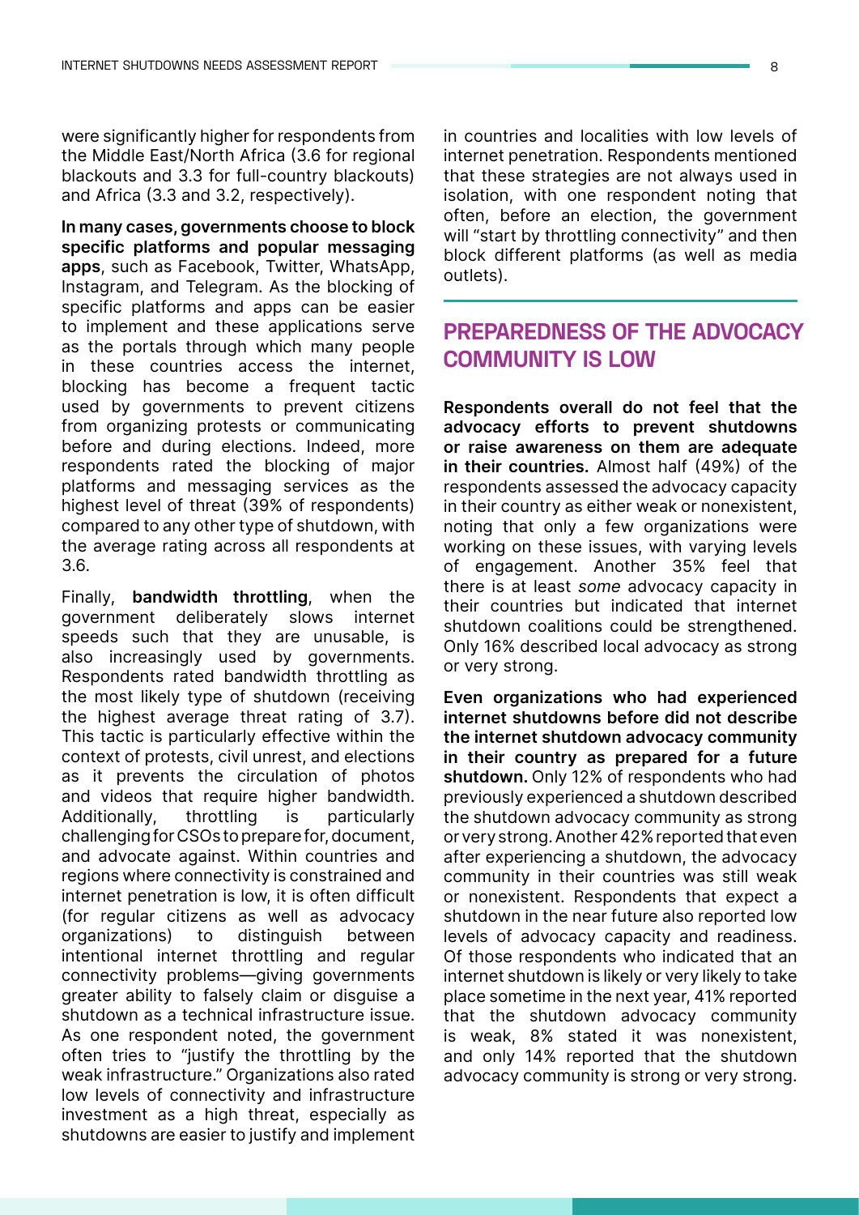were significantly higher for respondents from the Middle East/North Africa (3.6 for regional blackouts and 3.3 for full-country blackouts) and Africa (3.3 and 3.2, respectively).

**In many cases, governments choose to block specific platforms and popular messaging apps**, such as Facebook, Twitter, WhatsApp, Instagram, and Telegram. As the blocking of specific platforms and apps can be easier to implement and these applications serve as the portals through which many people in these countries access the internet, blocking has become a frequent tactic used by governments to prevent citizens from organizing protests or communicating before and during elections. Indeed, more respondents rated the blocking of major platforms and messaging services as the highest level of threat (39% of respondents) compared to any other type of shutdown, with the average rating across all respondents at 3.6.

Finally, **bandwidth throttling**, when the government deliberately slows internet speeds such that they are unusable, is also increasingly used by governments. Respondents rated bandwidth throttling as the most likely type of shutdown (receiving the highest average threat rating of 3.7). This tactic is particularly effective within the context of protests, civil unrest, and elections as it prevents the circulation of photos and videos that require higher bandwidth. Additionally, throttling is particularly challenging for CSOs to prepare for, document, and advocate against. Within countries and regions where connectivity is constrained and internet penetration is low, it is often difficult (for regular citizens as well as advocacy organizations) to distinguish between intentional internet throttling and regular connectivity problems—giving governments greater ability to falsely claim or disguise a shutdown as a technical infrastructure issue. As one respondent noted, the government often tries to "justify the throttling by the weak infrastructure." Organizations also rated low levels of connectivity and infrastructure investment as a high threat, especially as shutdowns are easier to justify and implement in countries and localities with low levels of internet penetration. Respondents mentioned that these strategies are not always used in isolation, with one respondent noting that often, before an election, the government will "start by throttling connectivity" and then block different platforms (as well as media outlets).

## PREPAREDNESS OF THE ADVOCACY COMMUNITY IS LOW

**Respondents overall do not feel that the advocacy efforts to prevent shutdowns or raise awareness on them are adequate in their countries.** Almost half (49%) of the respondents assessed the advocacy capacity in their country as either weak or nonexistent, noting that only a few organizations were working on these issues, with varying levels of engagement. Another 35% feel that there is at least *some* advocacy capacity in their countries but indicated that internet shutdown coalitions could be strengthened. Only 16% described local advocacy as strong or very strong.

**Even organizations who had experienced internet shutdowns before did not describe the internet shutdown advocacy community in their country as prepared for a future shutdown.** Only 12% of respondents who had previously experienced a shutdown described the shutdown advocacy community as strong or very strong. Another 42% reported that even after experiencing a shutdown, the advocacy community in their countries was still weak or nonexistent. Respondents that expect a shutdown in the near future also reported low levels of advocacy capacity and readiness. Of those respondents who indicated that an internet shutdown is likely or very likely to take place sometime in the next year, 41% reported that the shutdown advocacy community is weak, 8% stated it was nonexistent, and only 14% reported that the shutdown advocacy community is strong or very strong.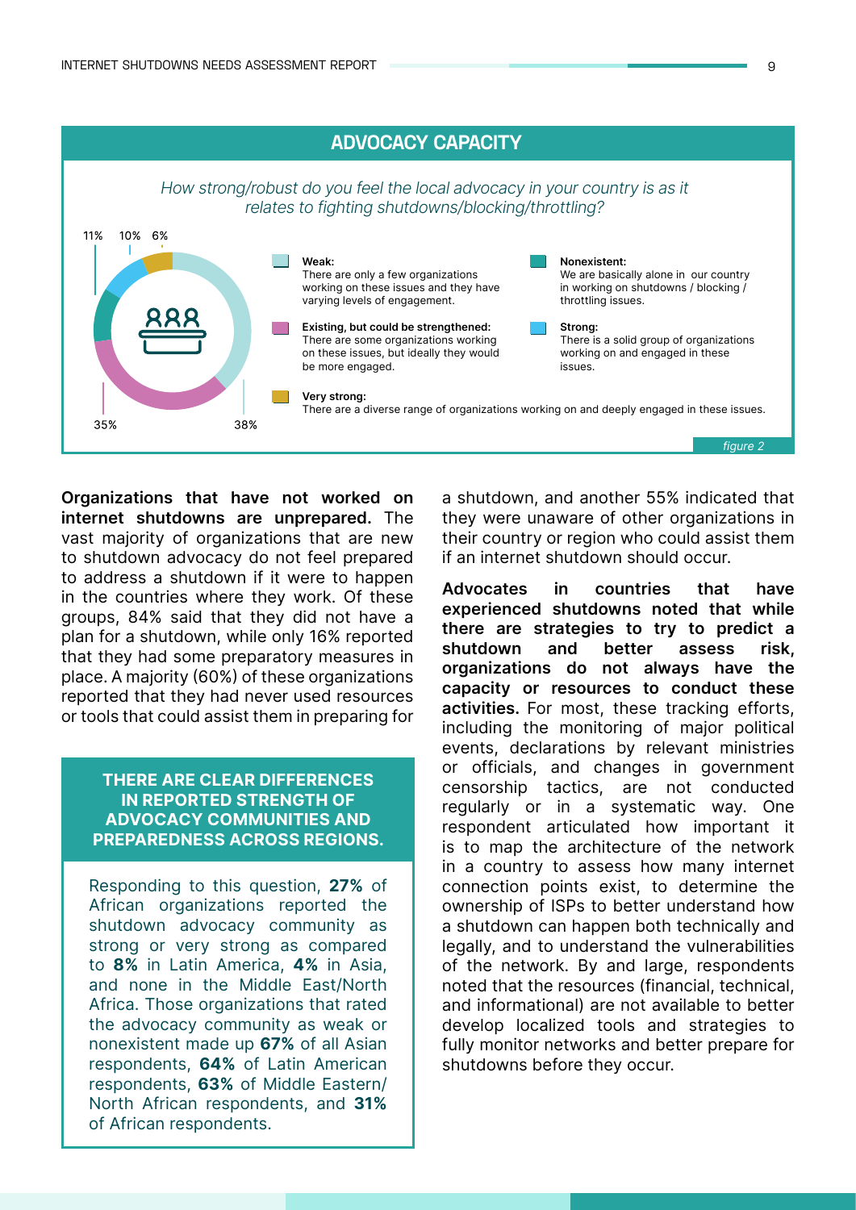## ADVOCACY CAPACITY

*How strong/robust do you feel the local advocacy in your country is as it relates to fighting shutdowns/blocking/throttling?*

11% 10% 6%

35% 38%

**Weak:**
There are only a few organizations working on these issues and they have varying levels of engagement.

**Existing, but could be strengthened:**
There are some organizations working on these issues, but ideally they would be more engaged.

**Very strong:**
There are a diverse range of organizations working on and deeply engaged in these issues.

**Nonexistent:**
We are basically alone in our country in working on shutdowns / blocking / throttling issues.

**Strong:**
There is a solid group of organizations working on and engaged in these issues.

*figure 2*

**Organizations that have not worked on internet shutdowns are unprepared.** The vast majority of organizations that are new to shutdown advocacy do not feel prepared to address a shutdown if it were to happen in the countries where they work. Of these groups, 84% said that they did not have a plan for a shutdown, while only 16% reported that they had some preparatory measures in place. A majority (60%) of these organizations reported that they had never used resources or tools that could assist them in preparing for a shutdown, and another 55% indicated that they were unaware of other organizations in their country or region who could assist them if an internet shutdown should occur.

**THERE ARE CLEAR DIFFERENCES IN REPORTED STRENGTH OF ADVOCACY COMMUNITIES AND PREPAREDNESS ACROSS REGIONS.**

Responding to this question, **27%** of African organizations reported the shutdown advocacy community as strong or very strong as compared to **8%** in Latin America, **4%** in Asia, and none in the Middle East/North Africa. Those organizations that rated the advocacy community as weak or nonexistent made up **67%** of all Asian respondents, **64%** of Latin American respondents, **63%** of Middle Eastern/North African respondents, and **31%** of African respondents.

**Advocates in countries that have experienced shutdowns noted that while there are strategies to try to predict a shutdown and better assess risk, organizations do not always have the capacity or resources to conduct these activities.** For most, these tracking efforts, including the monitoring of major political events, declarations by relevant ministries or officials, and changes in government censorship tactics, are not conducted regularly or in a systematic way. One respondent articulated how important it is to map the architecture of the network in a country to assess how many internet connection points exist, to determine the ownership of ISPs to better understand how a shutdown can happen both technically and legally, and to understand the vulnerabilities of the network. By and large, respondents noted that the resources (financial, technical, and informational) are not available to better develop localized tools and strategies to fully monitor networks and better prepare for shutdowns before they occur.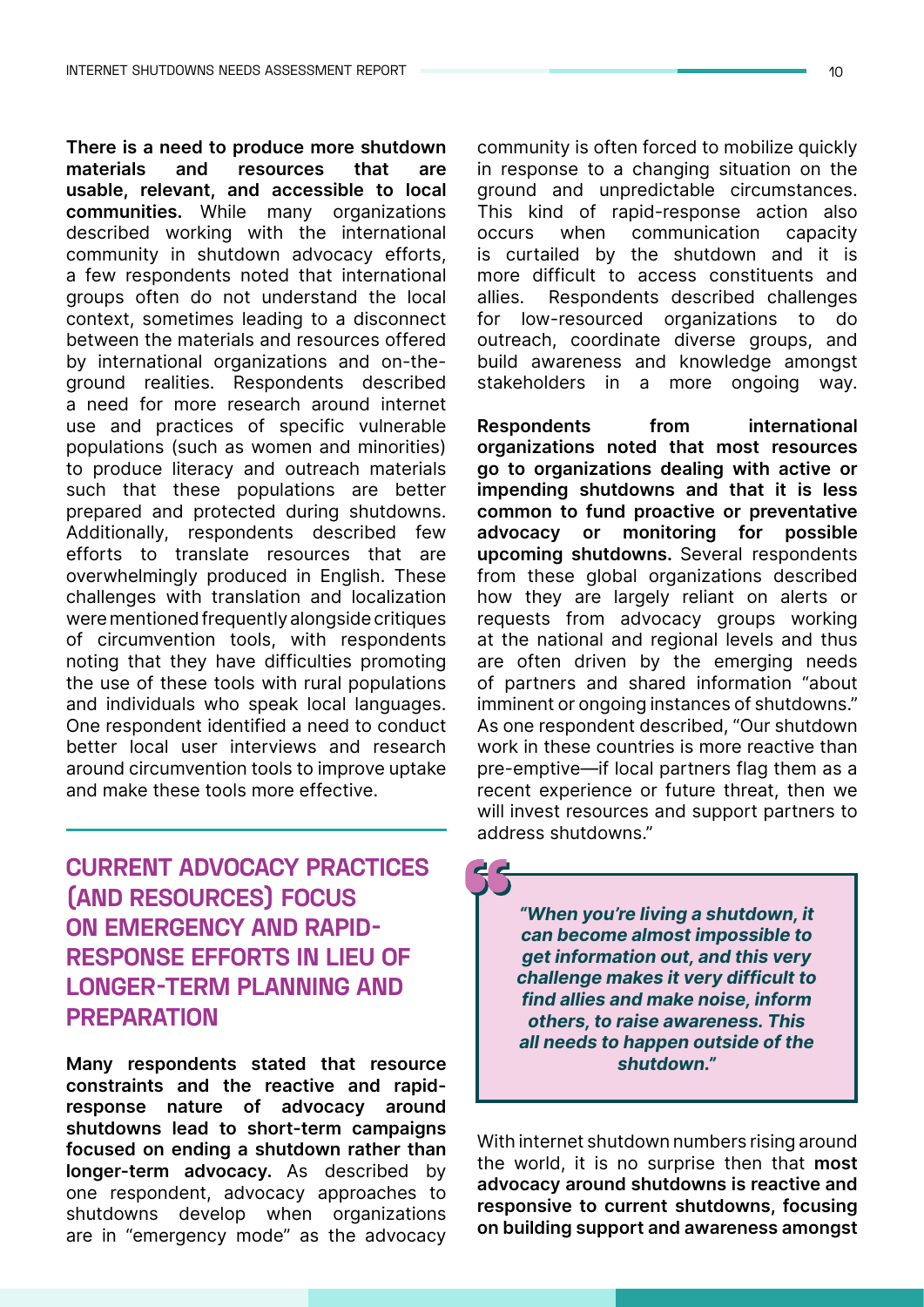**There is a need to produce more shutdown materials and resources that are usable, relevant, and accessible to local communities.** While many organizations described working with the international community in shutdown advocacy efforts, a few respondents noted that international groups often do not understand the local context, sometimes leading to a disconnect between the materials and resources offered by international organizations and on-the-ground realities. Respondents described a need for more research around internet use and practices of specific vulnerable populations (such as women and minorities) to produce literacy and outreach materials such that these populations are better prepared and protected during shutdowns. Additionally, respondents described few efforts to translate resources that are overwhelmingly produced in English. These challenges with translation and localization were mentioned frequently alongside critiques of circumvention tools, with respondents noting that they have difficulties promoting the use of these tools with rural populations and individuals who speak local languages. One respondent identified a need to conduct better local user interviews and research around circumvention tools to improve uptake and make these tools more effective.

## CURRENT ADVOCACY PRACTICES (AND RESOURCES) FOCUS ON EMERGENCY AND RAPID-RESPONSE EFFORTS IN LIEU OF LONGER-TERM PLANNING AND PREPARATION

**Many respondents stated that resource constraints and the reactive and rapid-response nature of advocacy around shutdowns lead to short-term campaigns focused on ending a shutdown rather than longer-term advocacy.** As described by one respondent, advocacy approaches to shutdowns develop when organizations are in "emergency mode" as the advocacy community is often forced to mobilize quickly in response to a changing situation on the ground and unpredictable circumstances. This kind of rapid-response action also occurs when communication capacity is curtailed by the shutdown and it is more difficult to access constituents and allies. Respondents described challenges for low-resourced organizations to do outreach, coordinate diverse groups, and build awareness and knowledge amongst stakeholders in a more ongoing way.

**Respondents from international organizations noted that most resources go to organizations dealing with active or impending shutdowns and that it is less common to fund proactive or preventative advocacy or monitoring for possible upcoming shutdowns.** Several respondents from these global organizations described how they are largely reliant on alerts or requests from advocacy groups working at the national and regional levels and thus are often driven by the emerging needs of partners and shared information "about imminent or ongoing instances of shutdowns." As one respondent described, "Our shutdown work in these countries is more reactive than pre-emptive—if local partners flag them as a recent experience or future threat, then we will invest resources and support partners to address shutdowns."

> ***"When you're living a shutdown, it can become almost impossible to get information out, and this very challenge makes it very difficult to find allies and make noise, inform others, to raise awareness. This all needs to happen outside of the shutdown."***

With internet shutdown numbers rising around the world, it is no surprise then that **most advocacy around shutdowns is reactive and responsive to current shutdowns, focusing on building support and awareness amongst**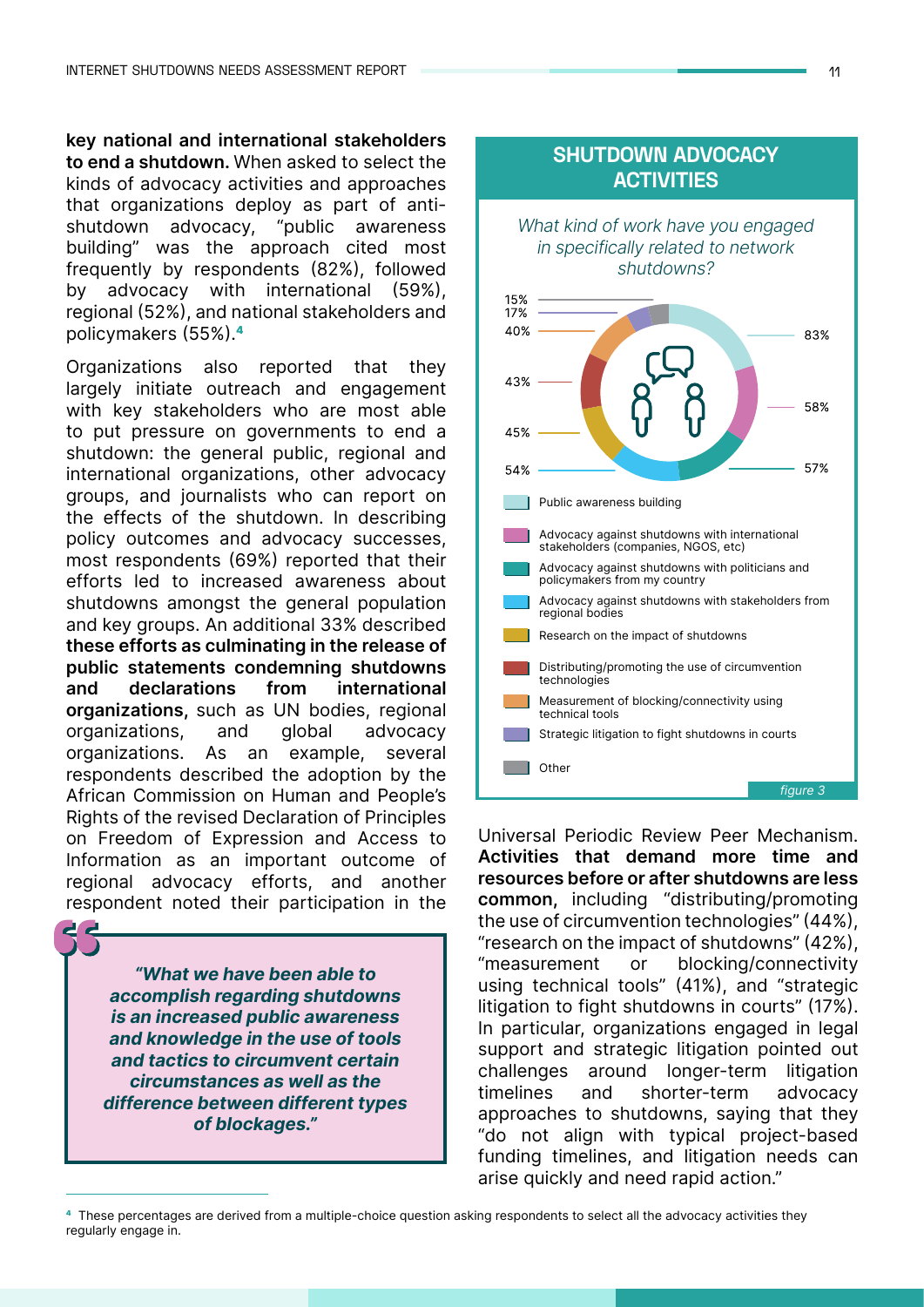**key national and international stakeholders to end a shutdown.** When asked to select the kinds of advocacy activities and approaches that organizations deploy as part of anti-shutdown advocacy, "public awareness building" was the approach cited most frequently by respondents (82%), followed by advocacy with international (59%), regional (52%), and national stakeholders and policymakers (55%).[4]

Organizations also reported that they largely initiate outreach and engagement with key stakeholders who are most able to put pressure on governments to end a shutdown: the general public, regional and international organizations, other advocacy groups, and journalists who can report on the effects of the shutdown. In describing policy outcomes and advocacy successes, most respondents (69%) reported that their efforts led to increased awareness about shutdowns amongst the general population and key groups. An additional 33% described **these efforts as culminating in the release of public statements condemning shutdowns and declarations from international organizations,** such as UN bodies, regional organizations, and global advocacy organizations. As an example, several respondents described the adoption by the African Commission on Human and People's Rights of the revised Declaration of Principles on Freedom of Expression and Access to Information as an important outcome of regional advocacy efforts, and another respondent noted their participation in the Universal Periodic Review Peer Mechanism. **Activities that demand more time and resources before or after shutdowns are less common,** including "distributing/promoting the use of circumvention technologies" (44%), "research on the impact of shutdowns" (42%), "measurement or blocking/connectivity using technical tools" (41%), and "strategic litigation to fight shutdowns in courts" (17%). In particular, organizations engaged in legal support and strategic litigation pointed out challenges around longer-term litigation timelines and shorter-term advocacy approaches to shutdowns, saying that they "do not align with typical project-based funding timelines, and litigation needs can arise quickly and need rapid action."

> ***"What we have been able to accomplish regarding shutdowns is an increased public awareness and knowledge in the use of tools and tactics to circumvent certain circumstances as well as the difference between different types of blockages."***

## SHUTDOWN ADVOCACY ACTIVITIES

*What kind of work have you engaged in specifically related to network shutdowns?*

| Activity | % |
|---|---|
| Public awareness building | 83% |
| Advocacy against shutdowns with international stakeholders (companies, NGOS, etc) | 58% |
| Advocacy against shutdowns with politicians and policymakers from my country | 57% |
| Advocacy against shutdowns with stakeholders from regional bodies | 54% |
| Research on the impact of shutdowns | 45% |
| Distributing/promoting the use of circumvention technologies | 43% |
| Measurement of blocking/connectivity using technical tools | 40% |
| Strategic litigation to fight shutdowns in courts | 17% |
| Other | 15% |

*figure 3*

[4] These percentages are derived from a multiple-choice question asking respondents to select all the advocacy activities they regularly engage in.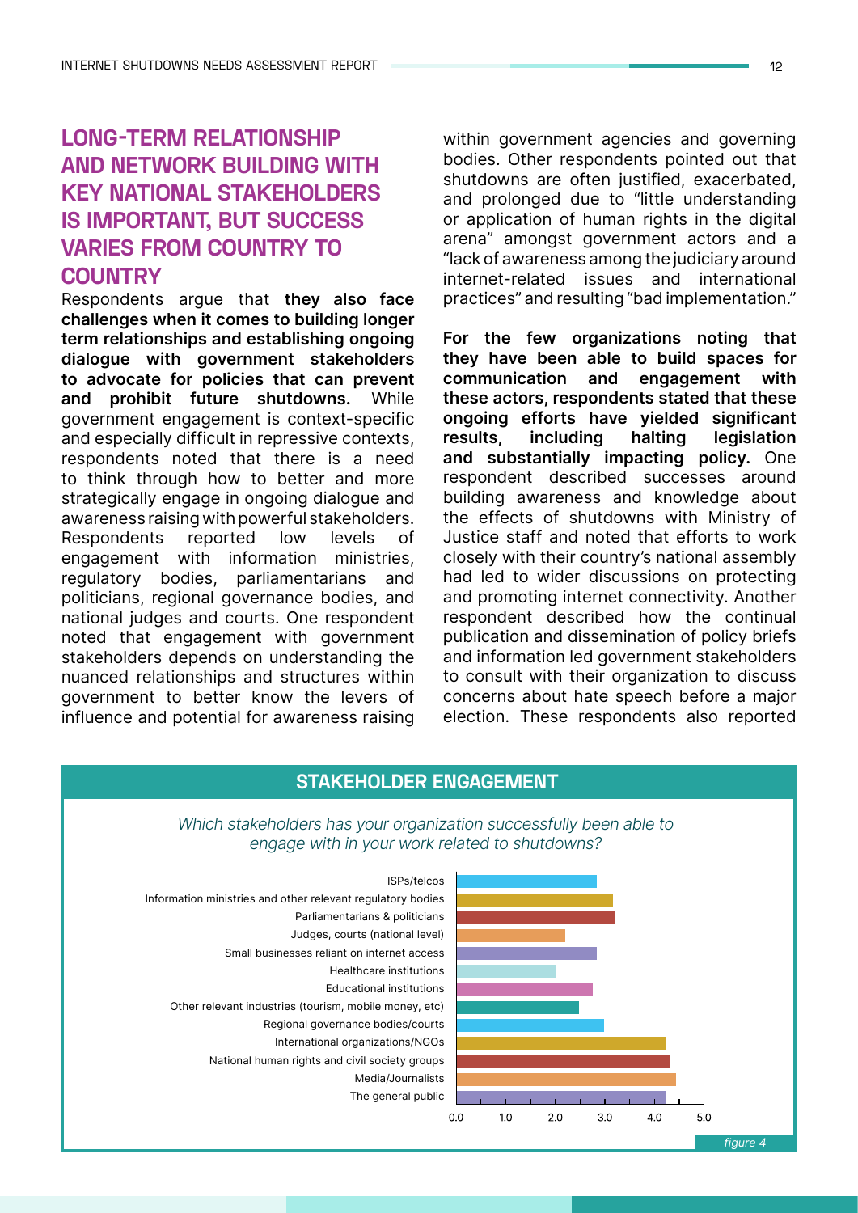## LONG-TERM RELATIONSHIP AND NETWORK BUILDING WITH KEY NATIONAL STAKEHOLDERS IS IMPORTANT, BUT SUCCESS VARIES FROM COUNTRY TO COUNTRY

Respondents argue that **they also face challenges when it comes to building longer term relationships and establishing ongoing dialogue with government stakeholders to advocate for policies that can prevent and prohibit future shutdowns.** While government engagement is context-specific and especially difficult in repressive contexts, respondents noted that there is a need to think through how to better and more strategically engage in ongoing dialogue and awareness raising with powerful stakeholders. Respondents reported low levels of engagement with information ministries, regulatory bodies, parliamentarians and politicians, regional governance bodies, and national judges and courts. One respondent noted that engagement with government stakeholders depends on understanding the nuanced relationships and structures within government to better know the levers of influence and potential for awareness raising within government agencies and governing bodies. Other respondents pointed out that shutdowns are often justified, exacerbated, and prolonged due to "little understanding or application of human rights in the digital arena" amongst government actors and a "lack of awareness among the judiciary around internet-related issues and international practices" and resulting "bad implementation."

**For the few organizations noting that they have been able to build spaces for communication and engagement with these actors, respondents stated that these ongoing efforts have yielded significant results, including halting legislation and substantially impacting policy.** One respondent described successes around building awareness and knowledge about the effects of shutdowns with Ministry of Justice staff and noted that efforts to work closely with their country's national assembly had led to wider discussions on protecting and promoting internet connectivity. Another respondent described how the continual publication and dissemination of policy briefs and information led government stakeholders to consult with their organization to discuss concerns about hate speech before a major election. These respondents also reported

### STAKEHOLDER ENGAGEMENT

*Which stakeholders has your organization successfully been able to engage with in your work related to shutdowns?*

| Stakeholder | Approximate score (0.0–5.0) |
| --- | --- |
| ISPs/telcos | 2.8 |
| Information ministries and other relevant regulatory bodies | 3.1 |
| Parliamentarians & politicians | 3.2 |
| Judges, courts (national level) | 2.2 |
| Small businesses reliant on internet access | 2.8 |
| Healthcare institutions | 2.0 |
| Educational institutions | 2.7 |
| Other relevant industries (tourism, mobile money, etc) | 2.5 |
| Regional governance bodies/courts | 3.0 |
| International organizations/NGOs | 4.2 |
| National human rights and civil society groups | 4.3 |
| Media/Journalists | 4.4 |
| The general public | 4.2 |

*figure 4*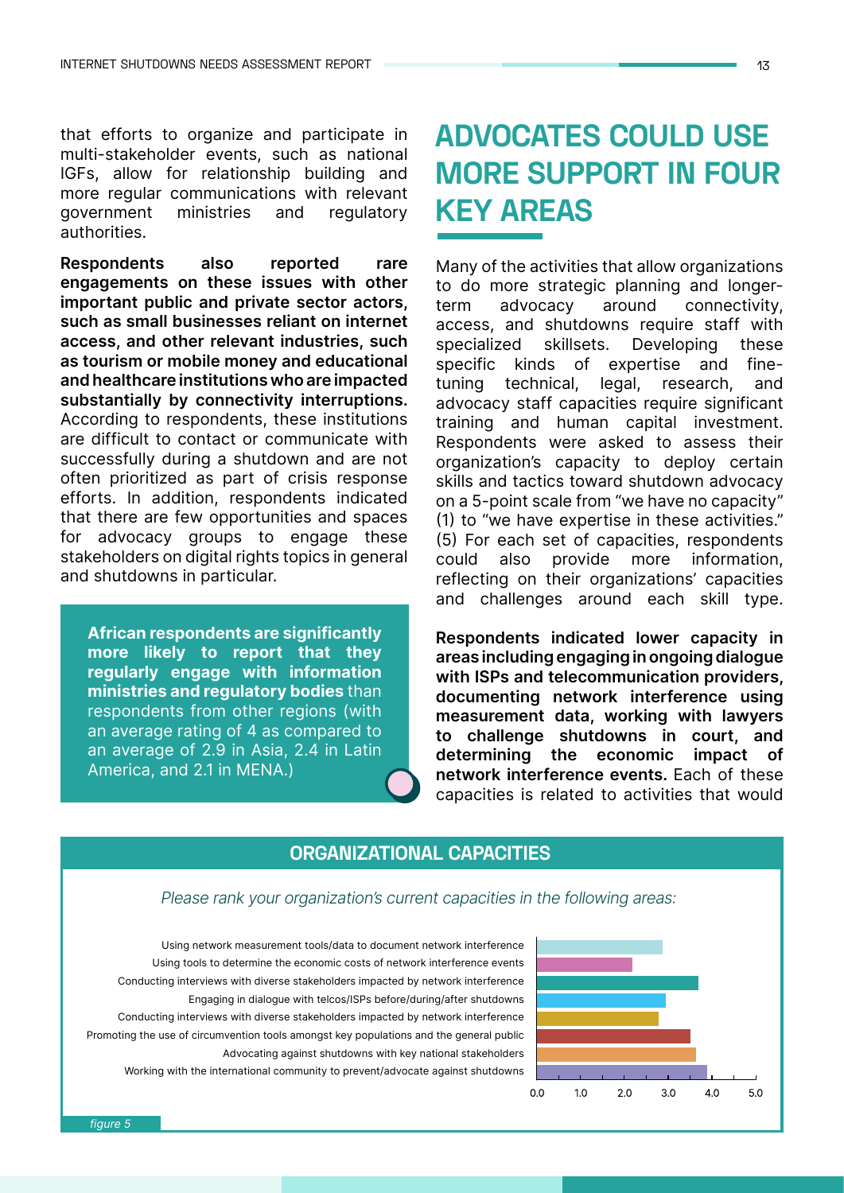that efforts to organize and participate in multi-stakeholder events, such as national IGFs, allow for relationship building and more regular communications with relevant government ministries and regulatory authorities.

**Respondents also reported rare engagements on these issues with other important public and private sector actors, such as small businesses reliant on internet access, and other relevant industries, such as tourism or mobile money and educational and healthcare institutions who are impacted substantially by connectivity interruptions.** According to respondents, these institutions are difficult to contact or communicate with successfully during a shutdown and are not often prioritized as part of crisis response efforts. In addition, respondents indicated that there are few opportunities and spaces for advocacy groups to engage these stakeholders on digital rights topics in general and shutdowns in particular.

> **African respondents are significantly more likely to report that they regularly engage with information ministries and regulatory bodies** than respondents from other regions (with an average rating of 4 as compared to an average of 2.9 in Asia, 2.4 in Latin America, and 2.1 in MENA.)

## ADVOCATES COULD USE MORE SUPPORT IN FOUR KEY AREAS

Many of the activities that allow organizations to do more strategic planning and longer-term advocacy around connectivity, access, and shutdowns require staff with specialized skillsets. Developing these specific kinds of expertise and fine-tuning technical, legal, research, and advocacy staff capacities require significant training and human capital investment. Respondents were asked to assess their organization's capacity to deploy certain skills and tactics toward shutdown advocacy on a 5-point scale from "we have no capacity" (1) to "we have expertise in these activities." (5) For each set of capacities, respondents could also provide more information, reflecting on their organizations' capacities and challenges around each skill type.

**Respondents indicated lower capacity in areas including engaging in ongoing dialogue with ISPs and telecommunication providers, documenting network interference using measurement data, working with lawyers to challenge shutdowns in court, and determining the economic impact of network interference events.** Each of these capacities is related to activities that would

### ORGANIZATIONAL CAPACITIES

*Please rank your organization's current capacities in the following areas:*

| Capacity | Approx. rating (0.0–5.0) |
|---|---|
| Using network measurement tools/data to document network interference | ~2.9 |
| Using tools to determine the economic costs of network interference events | ~2.2 |
| Conducting interviews with diverse stakeholders impacted by network interference | ~3.7 |
| Engaging in dialogue with telcos/ISPs before/during/after shutdowns | ~2.9 |
| Conducting interviews with diverse stakeholders impacted by network interference | ~2.8 |
| Promoting the use of circumvention tools amongst key populations and the general public | ~3.5 |
| Advocating against shutdowns with key national stakeholders | ~3.6 |
| Working with the international community to prevent/advocate against shutdowns | ~3.9 |

*figure 5*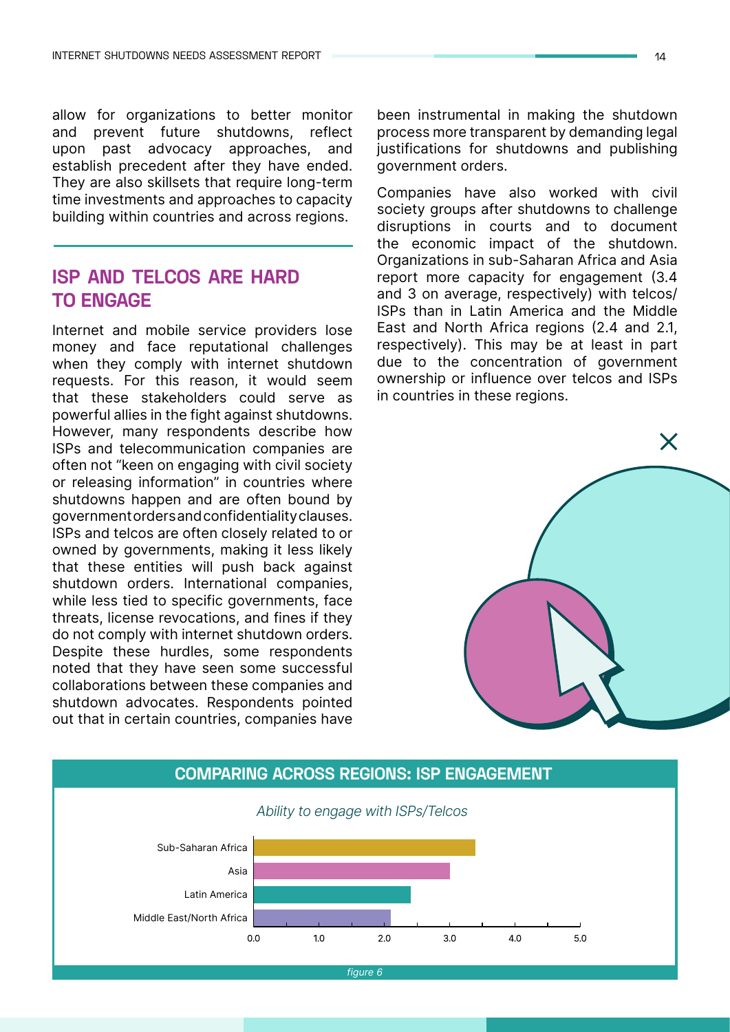allow for organizations to better monitor and prevent future shutdowns, reflect upon past advocacy approaches, and establish precedent after they have ended. They are also skillsets that require long-term time investments and approaches to capacity building within countries and across regions.

## ISP AND TELCOS ARE HARD TO ENGAGE

Internet and mobile service providers lose money and face reputational challenges when they comply with internet shutdown requests. For this reason, it would seem that these stakeholders could serve as powerful allies in the fight against shutdowns. However, many respondents describe how ISPs and telecommunication companies are often not "keen on engaging with civil society or releasing information" in countries where shutdowns happen and are often bound by government orders and confidentiality clauses. ISPs and telcos are often closely related to or owned by governments, making it less likely that these entities will push back against shutdown orders. International companies, while less tied to specific governments, face threats, license revocations, and fines if they do not comply with internet shutdown orders. Despite these hurdles, some respondents noted that they have seen some successful collaborations between these companies and shutdown advocates. Respondents pointed out that in certain countries, companies have been instrumental in making the shutdown process more transparent by demanding legal justifications for shutdowns and publishing government orders.

Companies have also worked with civil society groups after shutdowns to challenge disruptions in courts and to document the economic impact of the shutdown. Organizations in sub-Saharan Africa and Asia report more capacity for engagement (3.4 and 3 on average, respectively) with telcos/ISPs than in Latin America and the Middle East and North Africa regions (2.4 and 2.1, respectively). This may be at least in part due to the concentration of government ownership or influence over telcos and ISPs in countries in these regions.

### COMPARING ACROSS REGIONS: ISP ENGAGEMENT

*Ability to engage with ISPs/Telcos*

| Region | Score |
|---|---|
| Sub-Saharan Africa | 3.4 |
| Asia | 3.0 |
| Latin America | 2.4 |
| Middle East/North Africa | 2.1 |

*figure 6*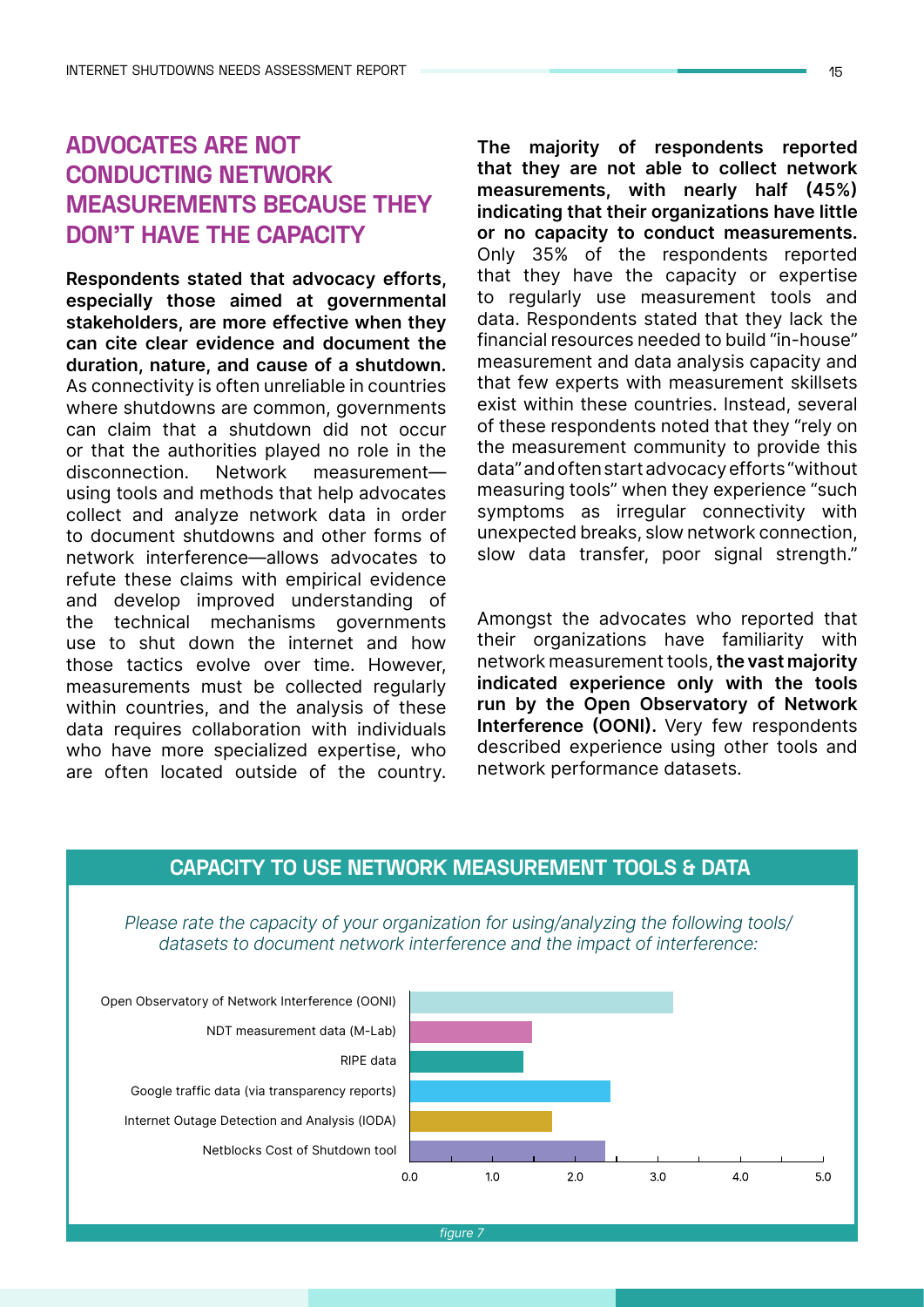## ADVOCATES ARE NOT CONDUCTING NETWORK MEASUREMENTS BECAUSE THEY DON'T HAVE THE CAPACITY

**Respondents stated that advocacy efforts, especially those aimed at governmental stakeholders, are more effective when they can cite clear evidence and document the duration, nature, and cause of a shutdown.** As connectivity is often unreliable in countries where shutdowns are common, governments can claim that a shutdown did not occur or that the authorities played no role in the disconnection. Network measurement—using tools and methods that help advocates collect and analyze network data in order to document shutdowns and other forms of network interference—allows advocates to refute these claims with empirical evidence and develop improved understanding of the technical mechanisms governments use to shut down the internet and how those tactics evolve over time. However, measurements must be collected regularly within countries, and the analysis of these data requires collaboration with individuals who have more specialized expertise, who are often located outside of the country.

**The majority of respondents reported that they are not able to collect network measurements, with nearly half (45%) indicating that their organizations have little or no capacity to conduct measurements.** Only 35% of the respondents reported that they have the capacity or expertise to regularly use measurement tools and data. Respondents stated that they lack the financial resources needed to build "in-house" measurement and data analysis capacity and that few experts with measurement skillsets exist within these countries. Instead, several of these respondents noted that they "rely on the measurement community to provide this data" and often start advocacy efforts "without measuring tools" when they experience "such symptoms as irregular connectivity with unexpected breaks, slow network connection, slow data transfer, poor signal strength."

Amongst the advocates who reported that their organizations have familiarity with network measurement tools, **the vast majority indicated experience only with the tools run by the Open Observatory of Network Interference (OONI).** Very few respondents described experience using other tools and network performance datasets.

### CAPACITY TO USE NETWORK MEASUREMENT TOOLS & DATA

*Please rate the capacity of your organization for using/analyzing the following tools/datasets to document network interference and the impact of interference:*

| Tool / Dataset | Approximate rating (0.0–5.0) |
|---|---|
| Open Observatory of Network Interference (OONI) | ~3.2 |
| NDT measurement data (M-Lab) | ~1.5 |
| RIPE data | ~1.4 |
| Google traffic data (via transparency reports) | ~2.4 |
| Internet Outage Detection and Analysis (IODA) | ~1.7 |
| Netblocks Cost of Shutdown tool | ~2.4 |

*figure 7*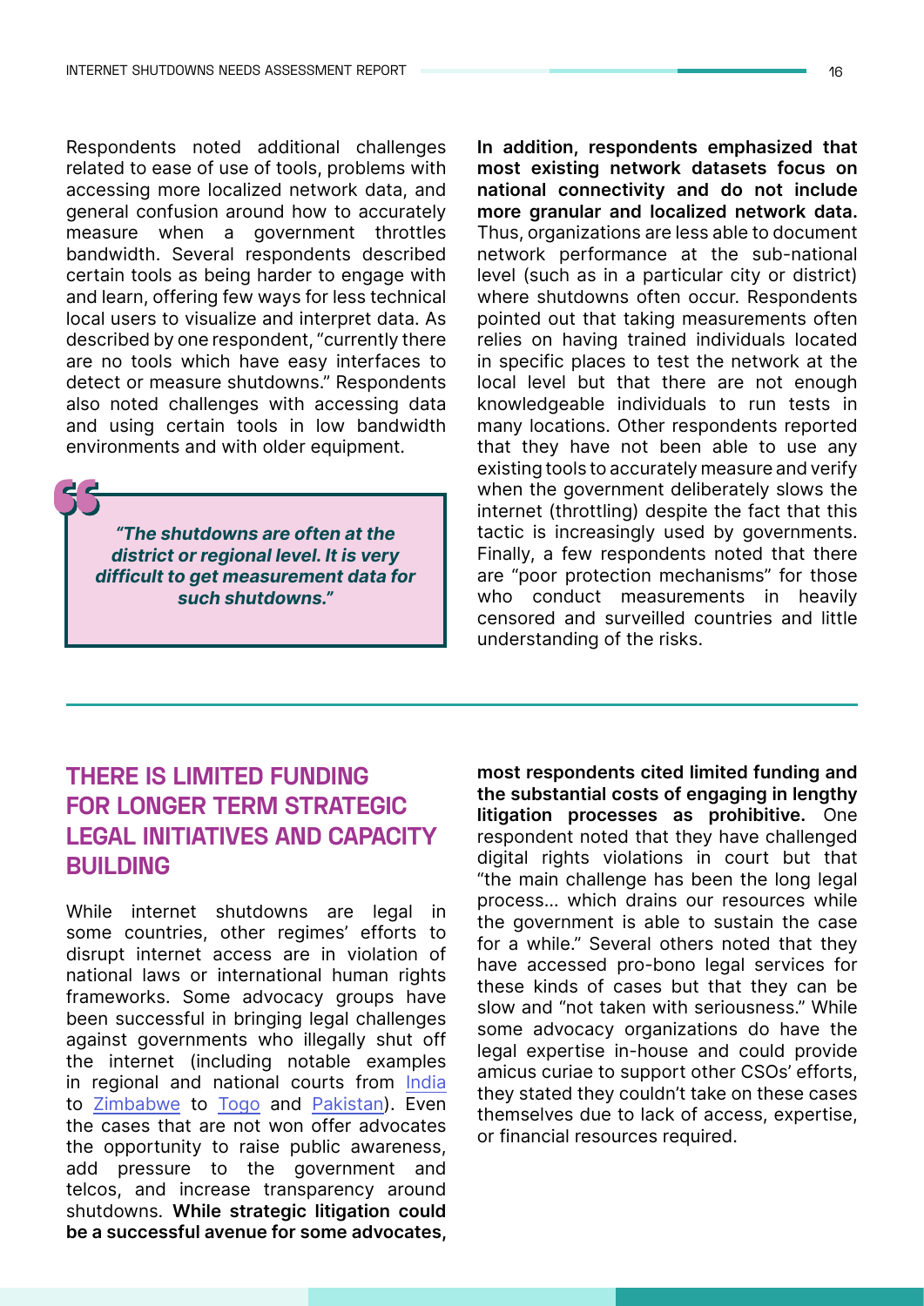Respondents noted additional challenges related to ease of use of tools, problems with accessing more localized network data, and general confusion around how to accurately measure when a government throttles bandwidth. Several respondents described certain tools as being harder to engage with and learn, offering few ways for less technical local users to visualize and interpret data. As described by one respondent, "currently there are no tools which have easy interfaces to detect or measure shutdowns." Respondents also noted challenges with accessing data and using certain tools in low bandwidth environments and with older equipment.

> ***"The shutdowns are often at the district or regional level. It is very difficult to get measurement data for such shutdowns."***

**In addition, respondents emphasized that most existing network datasets focus on national connectivity and do not include more granular and localized network data.** Thus, organizations are less able to document network performance at the sub-national level (such as in a particular city or district) where shutdowns often occur. Respondents pointed out that taking measurements often relies on having trained individuals located in specific places to test the network at the local level but that there are not enough knowledgeable individuals to run tests in many locations. Other respondents reported that they have not been able to use any existing tools to accurately measure and verify when the government deliberately slows the internet (throttling) despite the fact that this tactic is increasingly used by governments. Finally, a few respondents noted that there are "poor protection mechanisms" for those who conduct measurements in heavily censored and surveilled countries and little understanding of the risks.

## THERE IS LIMITED FUNDING FOR LONGER TERM STRATEGIC LEGAL INITIATIVES AND CAPACITY BUILDING

While internet shutdowns are legal in some countries, other regimes' efforts to disrupt internet access are in violation of national laws or international human rights frameworks. Some advocacy groups have been successful in bringing legal challenges against governments who illegally shut off the internet (including notable examples in regional and national courts from India to Zimbabwe to Togo and Pakistan). Even the cases that are not won offer advocates the opportunity to raise public awareness, add pressure to the government and telcos, and increase transparency around shutdowns. **While strategic litigation could be a successful avenue for some advocates, most respondents cited limited funding and the substantial costs of engaging in lengthy litigation processes as prohibitive.** One respondent noted that they have challenged digital rights violations in court but that "the main challenge has been the long legal process... which drains our resources while the government is able to sustain the case for a while." Several others noted that they have accessed pro-bono legal services for these kinds of cases but that they can be slow and "not taken with seriousness." While some advocacy organizations do have the legal expertise in-house and could provide amicus curiae to support other CSOs' efforts, they stated they couldn't take on these cases themselves due to lack of access, expertise, or financial resources required.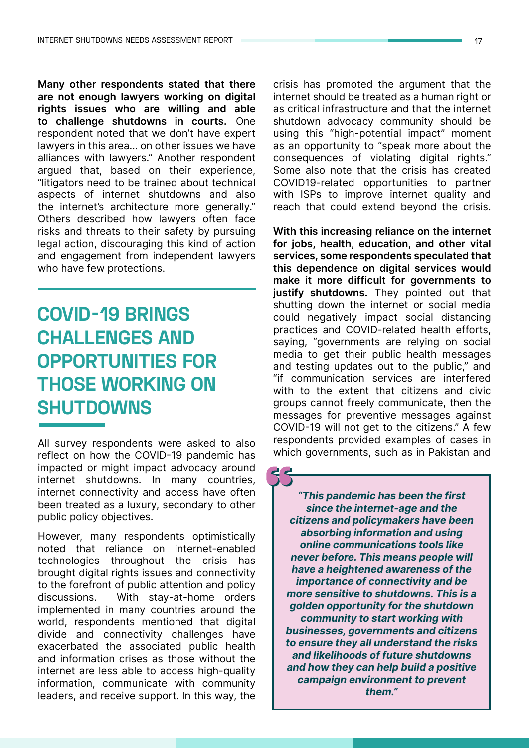**Many other respondents stated that there are not enough lawyers working on digital rights issues who are willing and able to challenge shutdowns in courts.** One respondent noted that we don't have expert lawyers in this area… on other issues we have alliances with lawyers." Another respondent argued that, based on their experience, "litigators need to be trained about technical aspects of internet shutdowns and also the internet's architecture more generally." Others described how lawyers often face risks and threats to their safety by pursuing legal action, discouraging this kind of action and engagement from independent lawyers who have few protections.

## COVID-19 BRINGS CHALLENGES AND OPPORTUNITIES FOR THOSE WORKING ON SHUTDOWNS

All survey respondents were asked to also reflect on how the COVID-19 pandemic has impacted or might impact advocacy around internet shutdowns. In many countries, internet connectivity and access have often been treated as a luxury, secondary to other public policy objectives.

However, many respondents optimistically noted that reliance on internet-enabled technologies throughout the crisis has brought digital rights issues and connectivity to the forefront of public attention and policy discussions. With stay-at-home orders implemented in many countries around the world, respondents mentioned that digital divide and connectivity challenges have exacerbated the associated public health and information crises as those without the internet are less able to access high-quality information, communicate with community leaders, and receive support. In this way, the crisis has promoted the argument that the internet should be treated as a human right or as critical infrastructure and that the internet shutdown advocacy community should be using this "high-potential impact" moment as an opportunity to "speak more about the consequences of violating digital rights." Some also note that the crisis has created COVID19-related opportunities to partner with ISPs to improve internet quality and reach that could extend beyond the crisis.

**With this increasing reliance on the internet for jobs, health, education, and other vital services, some respondents speculated that this dependence on digital services would make it more difficult for governments to justify shutdowns.** They pointed out that shutting down the internet or social media could negatively impact social distancing practices and COVID-related health efforts, saying, "governments are relying on social media to get their public health messages and testing updates out to the public," and "if communication services are interfered with to the extent that citizens and civic groups cannot freely communicate, then the messages for preventive messages against COVID-19 will not get to the citizens." A few respondents provided examples of cases in which governments, such as in Pakistan and

> ***"This pandemic has been the first since the internet-age and the citizens and policymakers have been absorbing information and using online communications tools like never before. This means people will have a heightened awareness of the importance of connectivity and be more sensitive to shutdowns. This is a golden opportunity for the shutdown community to start working with businesses, governments and citizens to ensure they all understand the risks and likelihoods of future shutdowns and how they can help build a positive campaign environment to prevent them."***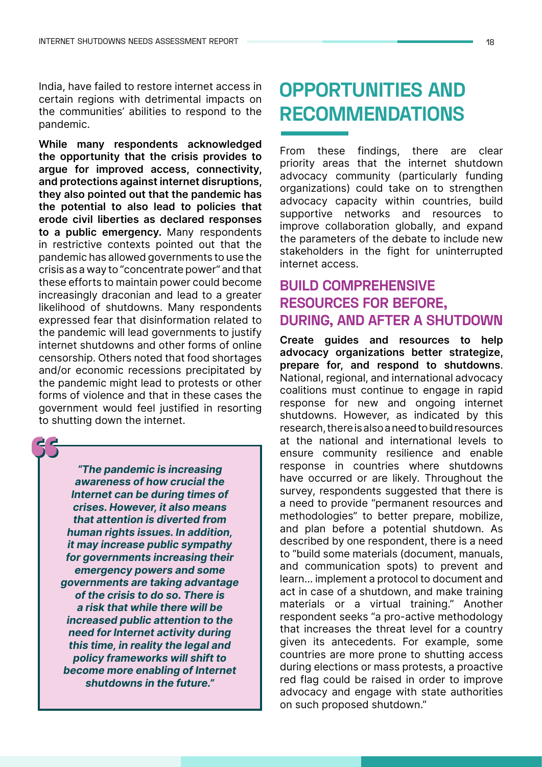India, have failed to restore internet access in certain regions with detrimental impacts on the communities' abilities to respond to the pandemic.

**While many respondents acknowledged the opportunity that the crisis provides to argue for improved access, connectivity, and protections against internet disruptions, they also pointed out that the pandemic has the potential to also lead to policies that erode civil liberties as declared responses to a public emergency.** Many respondents in restrictive contexts pointed out that the pandemic has allowed governments to use the crisis as a way to "concentrate power" and that these efforts to maintain power could become increasingly draconian and lead to a greater likelihood of shutdowns. Many respondents expressed fear that disinformation related to the pandemic will lead governments to justify internet shutdowns and other forms of online censorship. Others noted that food shortages and/or economic recessions precipitated by the pandemic might lead to protests or other forms of violence and that in these cases the government would feel justified in resorting to shutting down the internet.

> ***"The pandemic is increasing awareness of how crucial the Internet can be during times of crises. However, it also means that attention is diverted from human rights issues. In addition, it may increase public sympathy for governments increasing their emergency powers and some governments are taking advantage of the crisis to do so. There is a risk that while there will be increased public attention to the need for Internet activity during this time, in reality the legal and policy frameworks will shift to become more enabling of Internet shutdowns in the future."***

# OPPORTUNITIES AND RECOMMENDATIONS

From these findings, there are clear priority areas that the internet shutdown advocacy community (particularly funding organizations) could take on to strengthen advocacy capacity within countries, build supportive networks and resources to improve collaboration globally, and expand the parameters of the debate to include new stakeholders in the fight for uninterrupted internet access.

## BUILD COMPREHENSIVE RESOURCES FOR BEFORE, DURING, AND AFTER A SHUTDOWN

**Create guides and resources to help advocacy organizations better strategize, prepare for, and respond to shutdowns**. National, regional, and international advocacy coalitions must continue to engage in rapid response for new and ongoing internet shutdowns. However, as indicated by this research, there is also a need to build resources at the national and international levels to ensure community resilience and enable response in countries where shutdowns have occurred or are likely. Throughout the survey, respondents suggested that there is a need to provide "permanent resources and methodologies" to better prepare, mobilize, and plan before a potential shutdown. As described by one respondent, there is a need to "build some materials (document, manuals, and communication spots) to prevent and learn... implement a protocol to document and act in case of a shutdown, and make training materials or a virtual training." Another respondent seeks "a pro-active methodology that increases the threat level for a country given its antecedents. For example, some countries are more prone to shutting access during elections or mass protests, a proactive red flag could be raised in order to improve advocacy and engage with state authorities on such proposed shutdown."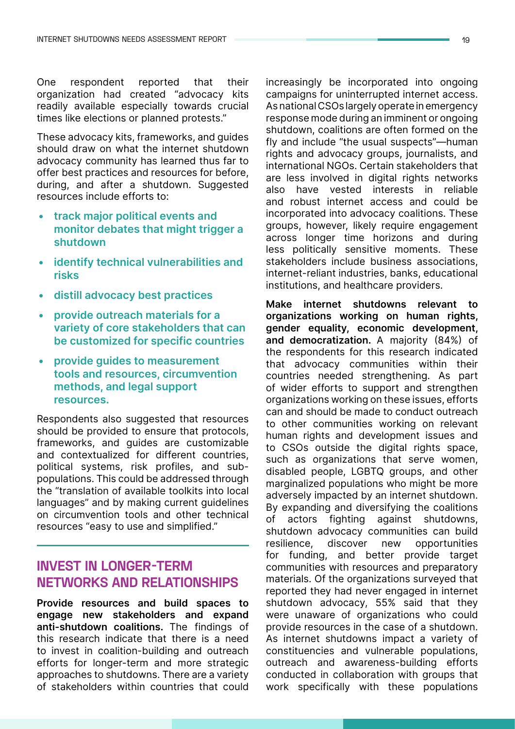One respondent reported that their organization had created "advocacy kits readily available especially towards crucial times like elections or planned protests."

These advocacy kits, frameworks, and guides should draw on what the internet shutdown advocacy community has learned thus far to offer best practices and resources for before, during, and after a shutdown. Suggested resources include efforts to:

- **track major political events and monitor debates that might trigger a shutdown**
- **identify technical vulnerabilities and risks**
- **distill advocacy best practices**
- **provide outreach materials for a variety of core stakeholders that can be customized for specific countries**
- **provide guides to measurement tools and resources, circumvention methods, and legal support resources.**

Respondents also suggested that resources should be provided to ensure that protocols, frameworks, and guides are customizable and contextualized for different countries, political systems, risk profiles, and sub-populations. This could be addressed through the "translation of available toolkits into local languages" and by making current guidelines on circumvention tools and other technical resources "easy to use and simplified."

## INVEST IN LONGER-TERM NETWORKS AND RELATIONSHIPS

**Provide resources and build spaces to engage new stakeholders and expand anti-shutdown coalitions.** The findings of this research indicate that there is a need to invest in coalition-building and outreach efforts for longer-term and more strategic approaches to shutdowns. There are a variety of stakeholders within countries that could increasingly be incorporated into ongoing campaigns for uninterrupted internet access. As national CSOs largely operate in emergency response mode during an imminent or ongoing shutdown, coalitions are often formed on the fly and include "the usual suspects"—human rights and advocacy groups, journalists, and international NGOs. Certain stakeholders that are less involved in digital rights networks also have vested interests in reliable and robust internet access and could be incorporated into advocacy coalitions. These groups, however, likely require engagement across longer time horizons and during less politically sensitive moments. These stakeholders include business associations, internet-reliant industries, banks, educational institutions, and healthcare providers.

**Make internet shutdowns relevant to organizations working on human rights, gender equality, economic development, and democratization.** A majority (84%) of the respondents for this research indicated that advocacy communities within their countries needed strengthening. As part of wider efforts to support and strengthen organizations working on these issues, efforts can and should be made to conduct outreach to other communities working on relevant human rights and development issues and to CSOs outside the digital rights space, such as organizations that serve women, disabled people, LGBTQ groups, and other marginalized populations who might be more adversely impacted by an internet shutdown. By expanding and diversifying the coalitions of actors fighting against shutdowns, shutdown advocacy communities can build resilience, discover new opportunities for funding, and better provide target communities with resources and preparatory materials. Of the organizations surveyed that reported they had never engaged in internet shutdown advocacy, 55% said that they were unaware of organizations who could provide resources in the case of a shutdown. As internet shutdowns impact a variety of constituencies and vulnerable populations, outreach and awareness-building efforts conducted in collaboration with groups that work specifically with these populations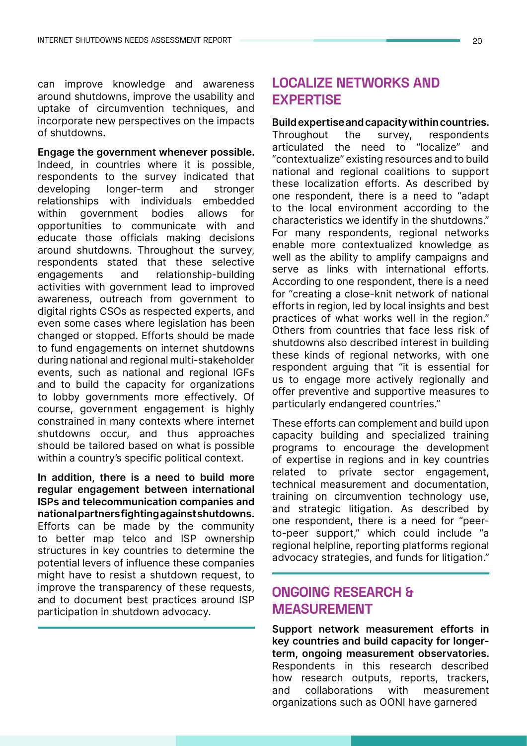can improve knowledge and awareness around shutdowns, improve the usability and uptake of circumvention techniques, and incorporate new perspectives on the impacts of shutdowns.

**Engage the government whenever possible.** Indeed, in countries where it is possible, respondents to the survey indicated that developing longer-term and stronger relationships with individuals embedded within government bodies allows for opportunities to communicate with and educate those officials making decisions around shutdowns. Throughout the survey, respondents stated that these selective engagements and relationship-building activities with government lead to improved awareness, outreach from government to digital rights CSOs as respected experts, and even some cases where legislation has been changed or stopped. Efforts should be made to fund engagements on internet shutdowns during national and regional multi-stakeholder events, such as national and regional IGFs and to build the capacity for organizations to lobby governments more effectively. Of course, government engagement is highly constrained in many contexts where internet shutdowns occur, and thus approaches should be tailored based on what is possible within a country's specific political context.

**In addition, there is a need to build more regular engagement between international ISPs and telecommunication companies and national partners fighting against shutdowns.** Efforts can be made by the community to better map telco and ISP ownership structures in key countries to determine the potential levers of influence these companies might have to resist a shutdown request, to improve the transparency of these requests, and to document best practices around ISP participation in shutdown advocacy.

## LOCALIZE NETWORKS AND EXPERTISE

**Build expertise and capacity within countries.** Throughout the survey, respondents articulated the need to "localize" and "contextualize" existing resources and to build national and regional coalitions to support these localization efforts. As described by one respondent, there is a need to "adapt to the local environment according to the characteristics we identify in the shutdowns." For many respondents, regional networks enable more contextualized knowledge as well as the ability to amplify campaigns and serve as links with international efforts. According to one respondent, there is a need for "creating a close-knit network of national efforts in region, led by local insights and best practices of what works well in the region." Others from countries that face less risk of shutdowns also described interest in building these kinds of regional networks, with one respondent arguing that "it is essential for us to engage more actively regionally and offer preventive and supportive measures to particularly endangered countries."

These efforts can complement and build upon capacity building and specialized training programs to encourage the development of expertise in regions and in key countries related to private sector engagement, technical measurement and documentation, training on circumvention technology use, and strategic litigation. As described by one respondent, there is a need for "peer-to-peer support," which could include "a regional helpline, reporting platforms regional advocacy strategies, and funds for litigation."

## ONGOING RESEARCH & MEASUREMENT

**Support network measurement efforts in key countries and build capacity for longer-term, ongoing measurement observatories.** Respondents in this research described how research outputs, reports, trackers, and collaborations with measurement organizations such as OONI have garnered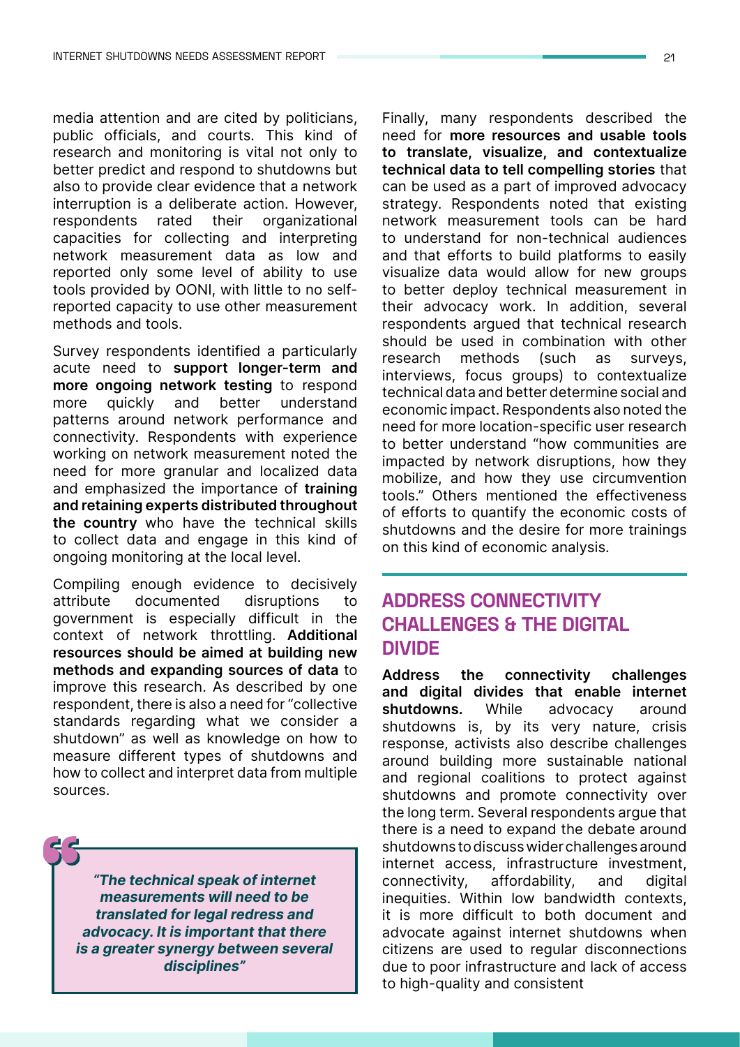media attention and are cited by politicians, public officials, and courts. This kind of research and monitoring is vital not only to better predict and respond to shutdowns but also to provide clear evidence that a network interruption is a deliberate action. However, respondents rated their organizational capacities for collecting and interpreting network measurement data as low and reported only some level of ability to use tools provided by OONI, with little to no self-reported capacity to use other measurement methods and tools.

Survey respondents identified a particularly acute need to **support longer-term and more ongoing network testing** to respond more quickly and better understand patterns around network performance and connectivity. Respondents with experience working on network measurement noted the need for more granular and localized data and emphasized the importance of **training and retaining experts distributed throughout the country** who have the technical skills to collect data and engage in this kind of ongoing monitoring at the local level.

Compiling enough evidence to decisively attribute documented disruptions to government is especially difficult in the context of network throttling. **Additional resources should be aimed at building new methods and expanding sources of data** to improve this research. As described by one respondent, there is also a need for "collective standards regarding what we consider a shutdown" as well as knowledge on how to measure different types of shutdowns and how to collect and interpret data from multiple sources.

> ***"The technical speak of internet measurements will need to be translated for legal redress and advocacy. It is important that there is a greater synergy between several disciplines"***

Finally, many respondents described the need for **more resources and usable tools to translate, visualize, and contextualize technical data to tell compelling stories** that can be used as a part of improved advocacy strategy. Respondents noted that existing network measurement tools can be hard to understand for non-technical audiences and that efforts to build platforms to easily visualize data would allow for new groups to better deploy technical measurement in their advocacy work. In addition, several respondents argued that technical research should be used in combination with other research methods (such as surveys, interviews, focus groups) to contextualize technical data and better determine social and economic impact. Respondents also noted the need for more location-specific user research to better understand "how communities are impacted by network disruptions, how they mobilize, and how they use circumvention tools." Others mentioned the effectiveness of efforts to quantify the economic costs of shutdowns and the desire for more trainings on this kind of economic analysis.

## ADDRESS CONNECTIVITY CHALLENGES & THE DIGITAL DIVIDE

**Address the connectivity challenges and digital divides that enable internet shutdowns.** While advocacy around shutdowns is, by its very nature, crisis response, activists also describe challenges around building more sustainable national and regional coalitions to protect against shutdowns and promote connectivity over the long term. Several respondents argue that there is a need to expand the debate around shutdowns to discuss wider challenges around internet access, infrastructure investment, connectivity, affordability, and digital inequities. Within low bandwidth contexts, it is more difficult to both document and advocate against internet shutdowns when citizens are used to regular disconnections due to poor infrastructure and lack of access to high-quality and consistent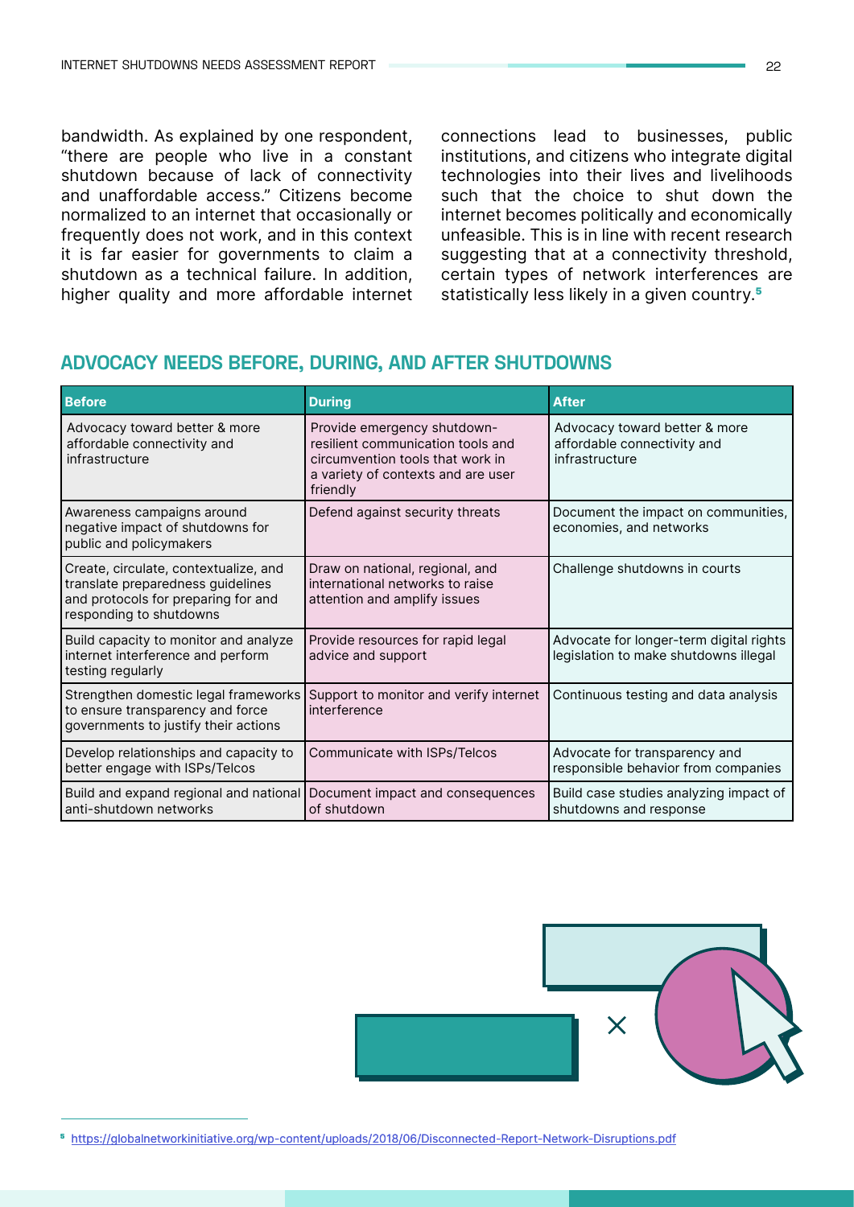bandwidth. As explained by one respondent, "there are people who live in a constant shutdown because of lack of connectivity and unaffordable access." Citizens become normalized to an internet that occasionally or frequently does not work, and in this context it is far easier for governments to claim a shutdown as a technical failure. In addition, higher quality and more affordable internet connections lead to businesses, public institutions, and citizens who integrate digital technologies into their lives and livelihoods such that the choice to shut down the internet becomes politically and economically unfeasible. This is in line with recent research suggesting that at a connectivity threshold, certain types of network interferences are statistically less likely in a given country.[5]

## ADVOCACY NEEDS BEFORE, DURING, AND AFTER SHUTDOWNS

| Before | During | After |
|---|---|---|
| Advocacy toward better & more affordable connectivity and infrastructure | Provide emergency shutdown-resilient communication tools and circumvention tools that work in a variety of contexts and are user friendly | Advocacy toward better & more affordable connectivity and infrastructure |
| Awareness campaigns around negative impact of shutdowns for public and policymakers | Defend against security threats | Document the impact on communities, economies, and networks |
| Create, circulate, contextualize, and translate preparedness guidelines and protocols for preparing for and responding to shutdowns | Draw on national, regional, and international networks to raise attention and amplify issues | Challenge shutdowns in courts |
| Build capacity to monitor and analyze internet interference and perform testing regularly | Provide resources for rapid legal advice and support | Advocate for longer-term digital rights legislation to make shutdowns illegal |
| Strengthen domestic legal frameworks to ensure transparency and force governments to justify their actions | Support to monitor and verify internet interference | Continuous testing and data analysis |
| Develop relationships and capacity to better engage with ISPs/Telcos | Communicate with ISPs/Telcos | Advocate for transparency and responsible behavior from companies |
| Build and expand regional and national anti-shutdown networks | Document impact and consequences of shutdown | Build case studies analyzing impact of shutdowns and response |

[5] https://globalnetworkinitiative.org/wp-content/uploads/2018/06/Disconnected-Report-Network-Disruptions.pdf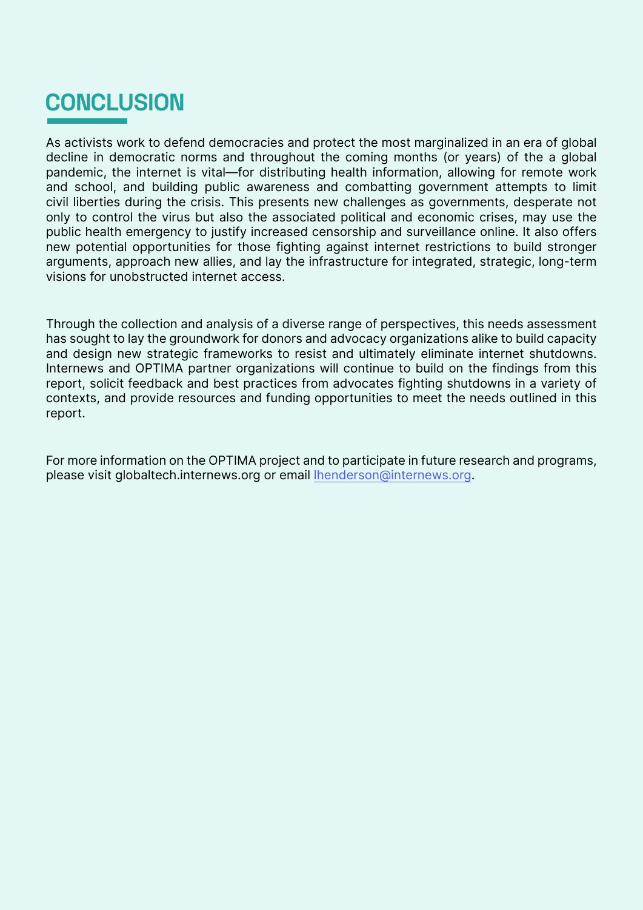# CONCLUSION

As activists work to defend democracies and protect the most marginalized in an era of global decline in democratic norms and throughout the coming months (or years) of the a global pandemic, the internet is vital—for distributing health information, allowing for remote work and school, and building public awareness and combatting government attempts to limit civil liberties during the crisis. This presents new challenges as governments, desperate not only to control the virus but also the associated political and economic crises, may use the public health emergency to justify increased censorship and surveillance online. It also offers new potential opportunities for those fighting against internet restrictions to build stronger arguments, approach new allies, and lay the infrastructure for integrated, strategic, long-term visions for unobstructed internet access.

Through the collection and analysis of a diverse range of perspectives, this needs assessment has sought to lay the groundwork for donors and advocacy organizations alike to build capacity and design new strategic frameworks to resist and ultimately eliminate internet shutdowns. Internews and OPTIMA partner organizations will continue to build on the findings from this report, solicit feedback and best practices from advocates fighting shutdowns in a variety of contexts, and provide resources and funding opportunities to meet the needs outlined in this report.

For more information on the OPTIMA project and to participate in future research and programs, please visit globaltech.internews.org or email lhenderson@internews.org.